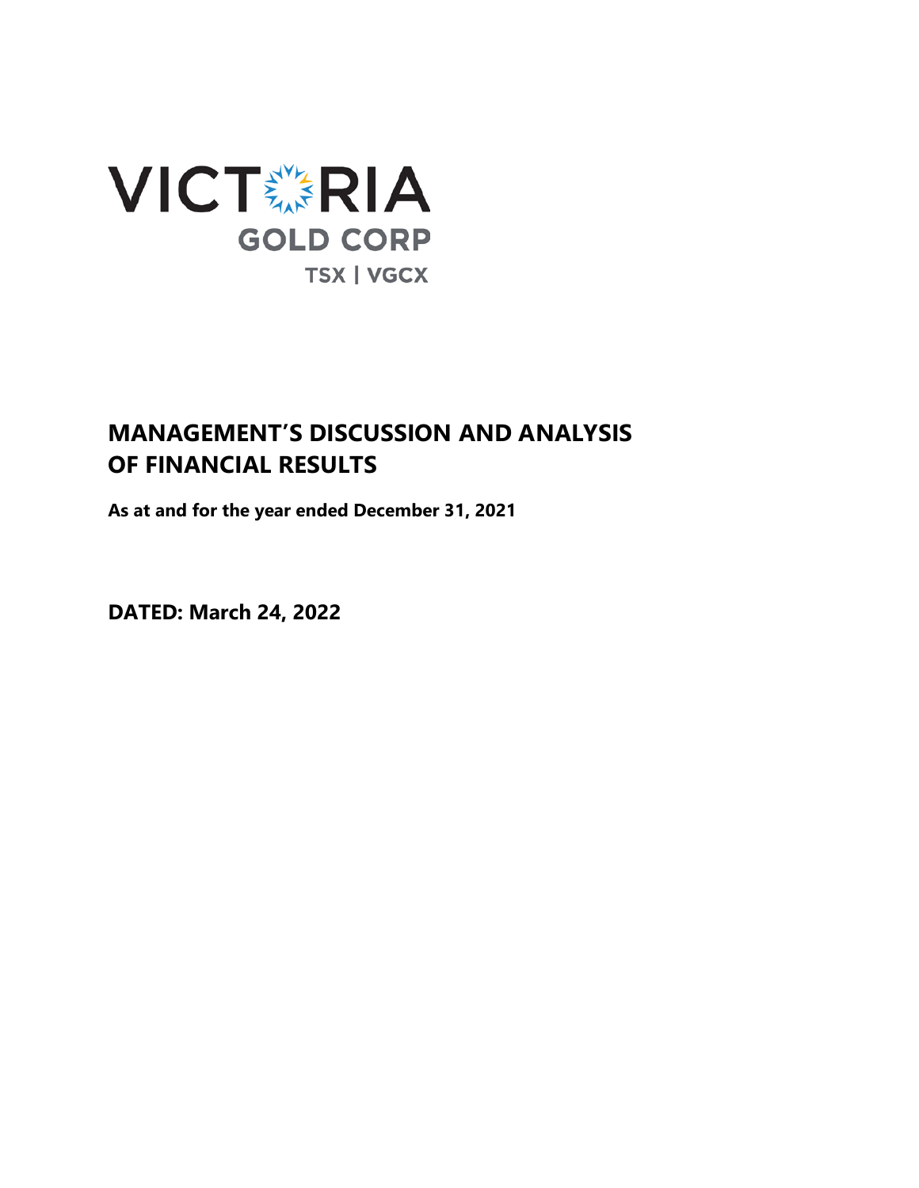VICTORIA
GOLD CORP
TSX | VGCX

# MANAGEMENT'S DISCUSSION AND ANALYSIS OF FINANCIAL RESULTS

**As at and for the year ended December 31, 2021**

**DATED: March 24, 2022**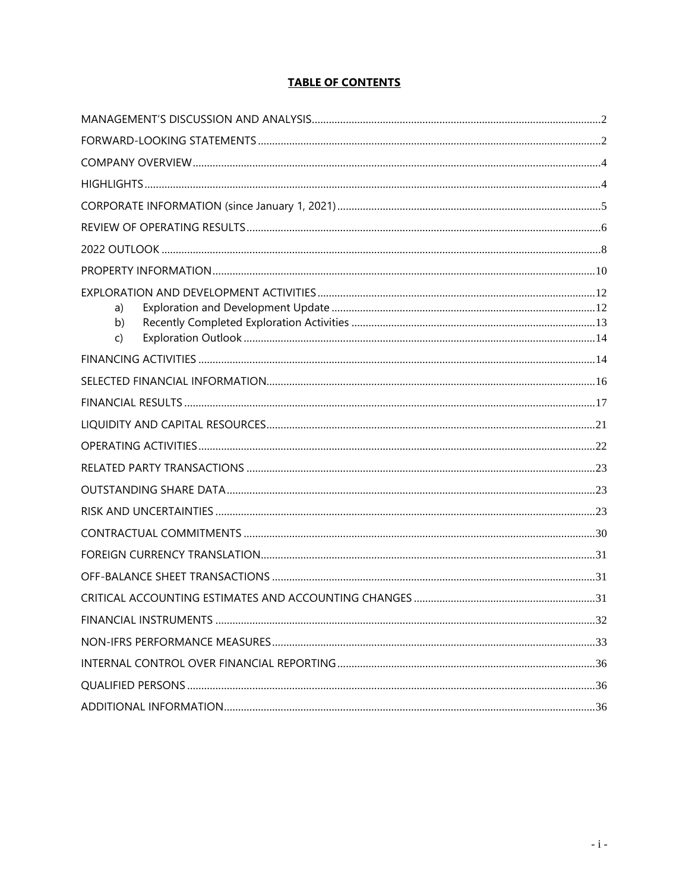# TABLE OF CONTENTS

| Section | Page |
|---|---|
| MANAGEMENT'S DISCUSSION AND ANALYSIS | 2 |
| FORWARD-LOOKING STATEMENTS | 2 |
| COMPANY OVERVIEW | 4 |
| HIGHLIGHTS | 4 |
| CORPORATE INFORMATION (since January 1, 2021) | 5 |
| REVIEW OF OPERATING RESULTS | 6 |
| 2022 OUTLOOK | 8 |
| PROPERTY INFORMATION | 10 |
| EXPLORATION AND DEVELOPMENT ACTIVITIES | 12 |
| a) Exploration and Development Update | 12 |
| b) Recently Completed Exploration Activities | 13 |
| c) Exploration Outlook | 14 |
| FINANCING ACTIVITIES | 14 |
| SELECTED FINANCIAL INFORMATION | 16 |
| FINANCIAL RESULTS | 17 |
| LIQUIDITY AND CAPITAL RESOURCES | 21 |
| OPERATING ACTIVITIES | 22 |
| RELATED PARTY TRANSACTIONS | 23 |
| OUTSTANDING SHARE DATA | 23 |
| RISK AND UNCERTAINTIES | 23 |
| CONTRACTUAL COMMITMENTS | 30 |
| FOREIGN CURRENCY TRANSLATION | 31 |
| OFF-BALANCE SHEET TRANSACTIONS | 31 |
| CRITICAL ACCOUNTING ESTIMATES AND ACCOUNTING CHANGES | 31 |
| FINANCIAL INSTRUMENTS | 32 |
| NON-IFRS PERFORMANCE MEASURES | 33 |
| INTERNAL CONTROL OVER FINANCIAL REPORTING | 36 |
| QUALIFIED PERSONS | 36 |
| ADDITIONAL INFORMATION | 36 |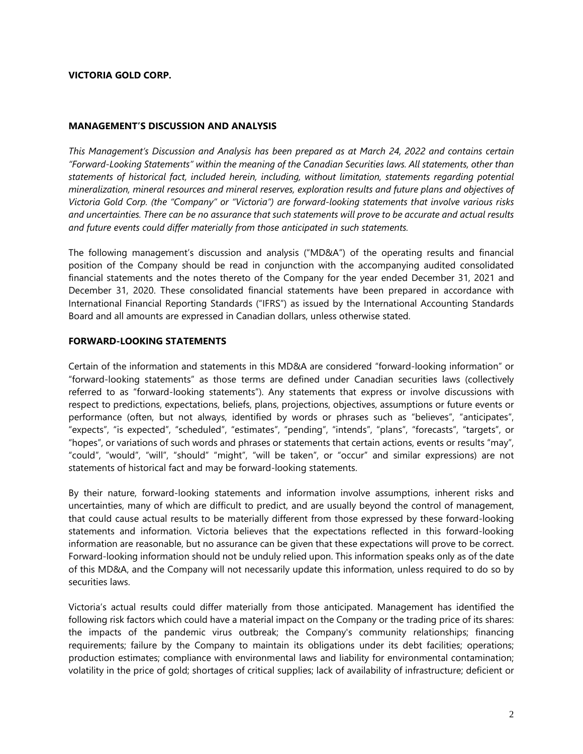**VICTORIA GOLD CORP.**

## MANAGEMENT'S DISCUSSION AND ANALYSIS

*This Management's Discussion and Analysis has been prepared as at March 24, 2022 and contains certain "Forward-Looking Statements" within the meaning of the Canadian Securities laws. All statements, other than statements of historical fact, included herein, including, without limitation, statements regarding potential mineralization, mineral resources and mineral reserves, exploration results and future plans and objectives of Victoria Gold Corp. (the "Company" or "Victoria") are forward-looking statements that involve various risks and uncertainties. There can be no assurance that such statements will prove to be accurate and actual results and future events could differ materially from those anticipated in such statements.*

The following management's discussion and analysis ("MD&A") of the operating results and financial position of the Company should be read in conjunction with the accompanying audited consolidated financial statements and the notes thereto of the Company for the year ended December 31, 2021 and December 31, 2020. These consolidated financial statements have been prepared in accordance with International Financial Reporting Standards ("IFRS") as issued by the International Accounting Standards Board and all amounts are expressed in Canadian dollars, unless otherwise stated.

## FORWARD-LOOKING STATEMENTS

Certain of the information and statements in this MD&A are considered "forward-looking information" or "forward-looking statements" as those terms are defined under Canadian securities laws (collectively referred to as "forward-looking statements"). Any statements that express or involve discussions with respect to predictions, expectations, beliefs, plans, projections, objectives, assumptions or future events or performance (often, but not always, identified by words or phrases such as "believes", "anticipates", "expects", "is expected", "scheduled", "estimates", "pending", "intends", "plans", "forecasts", "targets", or "hopes", or variations of such words and phrases or statements that certain actions, events or results "may", "could", "would", "will", "should" "might", "will be taken", or "occur" and similar expressions) are not statements of historical fact and may be forward-looking statements.

By their nature, forward-looking statements and information involve assumptions, inherent risks and uncertainties, many of which are difficult to predict, and are usually beyond the control of management, that could cause actual results to be materially different from those expressed by these forward-looking statements and information. Victoria believes that the expectations reflected in this forward-looking information are reasonable, but no assurance can be given that these expectations will prove to be correct. Forward-looking information should not be unduly relied upon. This information speaks only as of the date of this MD&A, and the Company will not necessarily update this information, unless required to do so by securities laws.

Victoria's actual results could differ materially from those anticipated. Management has identified the following risk factors which could have a material impact on the Company or the trading price of its shares: the impacts of the pandemic virus outbreak; the Company's community relationships; financing requirements; failure by the Company to maintain its obligations under its debt facilities; operations; production estimates; compliance with environmental laws and liability for environmental contamination; volatility in the price of gold; shortages of critical supplies; lack of availability of infrastructure; deficient or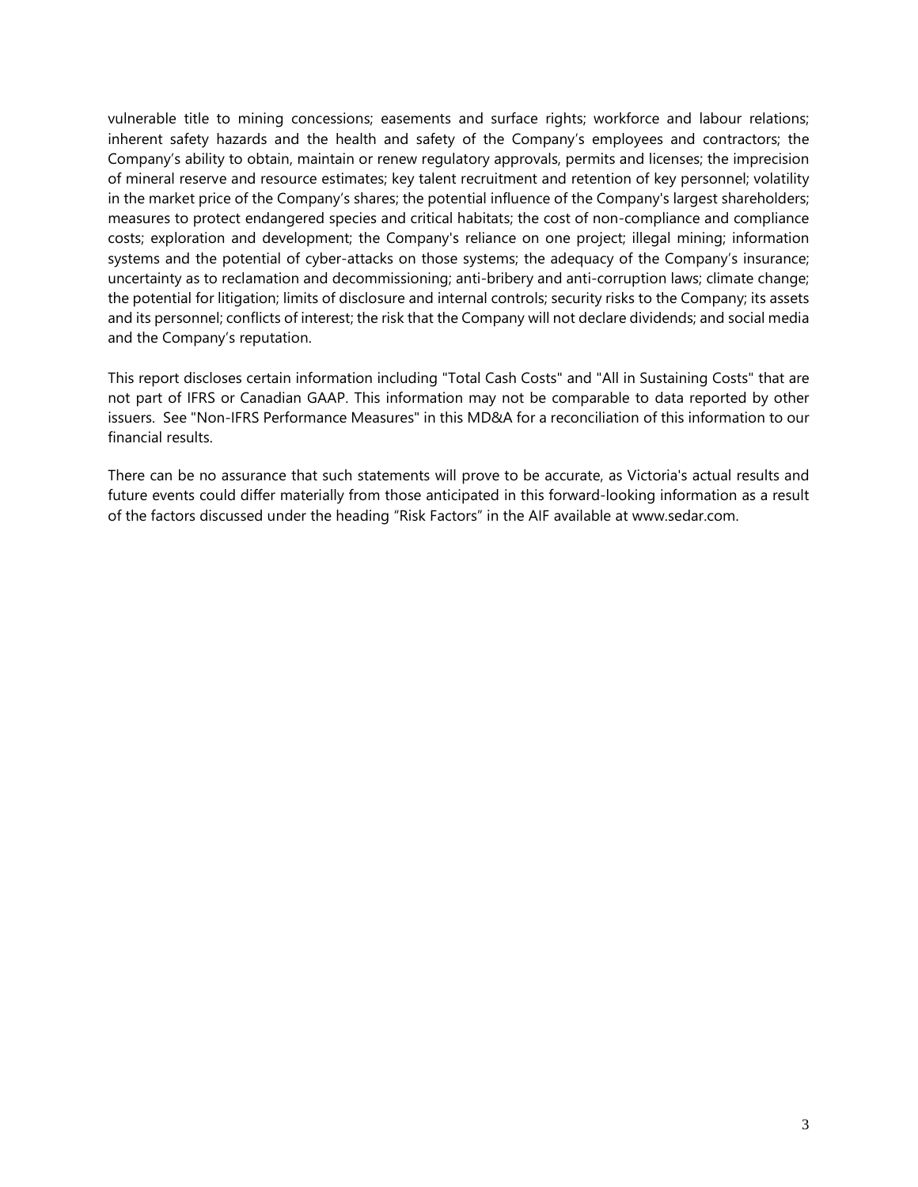vulnerable title to mining concessions; easements and surface rights; workforce and labour relations; inherent safety hazards and the health and safety of the Company's employees and contractors; the Company's ability to obtain, maintain or renew regulatory approvals, permits and licenses; the imprecision of mineral reserve and resource estimates; key talent recruitment and retention of key personnel; volatility in the market price of the Company's shares; the potential influence of the Company's largest shareholders; measures to protect endangered species and critical habitats; the cost of non-compliance and compliance costs; exploration and development; the Company's reliance on one project; illegal mining; information systems and the potential of cyber-attacks on those systems; the adequacy of the Company's insurance; uncertainty as to reclamation and decommissioning; anti-bribery and anti-corruption laws; climate change; the potential for litigation; limits of disclosure and internal controls; security risks to the Company; its assets and its personnel; conflicts of interest; the risk that the Company will not declare dividends; and social media and the Company's reputation.

This report discloses certain information including "Total Cash Costs" and "All in Sustaining Costs" that are not part of IFRS or Canadian GAAP. This information may not be comparable to data reported by other issuers. See "Non-IFRS Performance Measures" in this MD&A for a reconciliation of this information to our financial results.

There can be no assurance that such statements will prove to be accurate, as Victoria's actual results and future events could differ materially from those anticipated in this forward-looking information as a result of the factors discussed under the heading "Risk Factors" in the AIF available at www.sedar.com.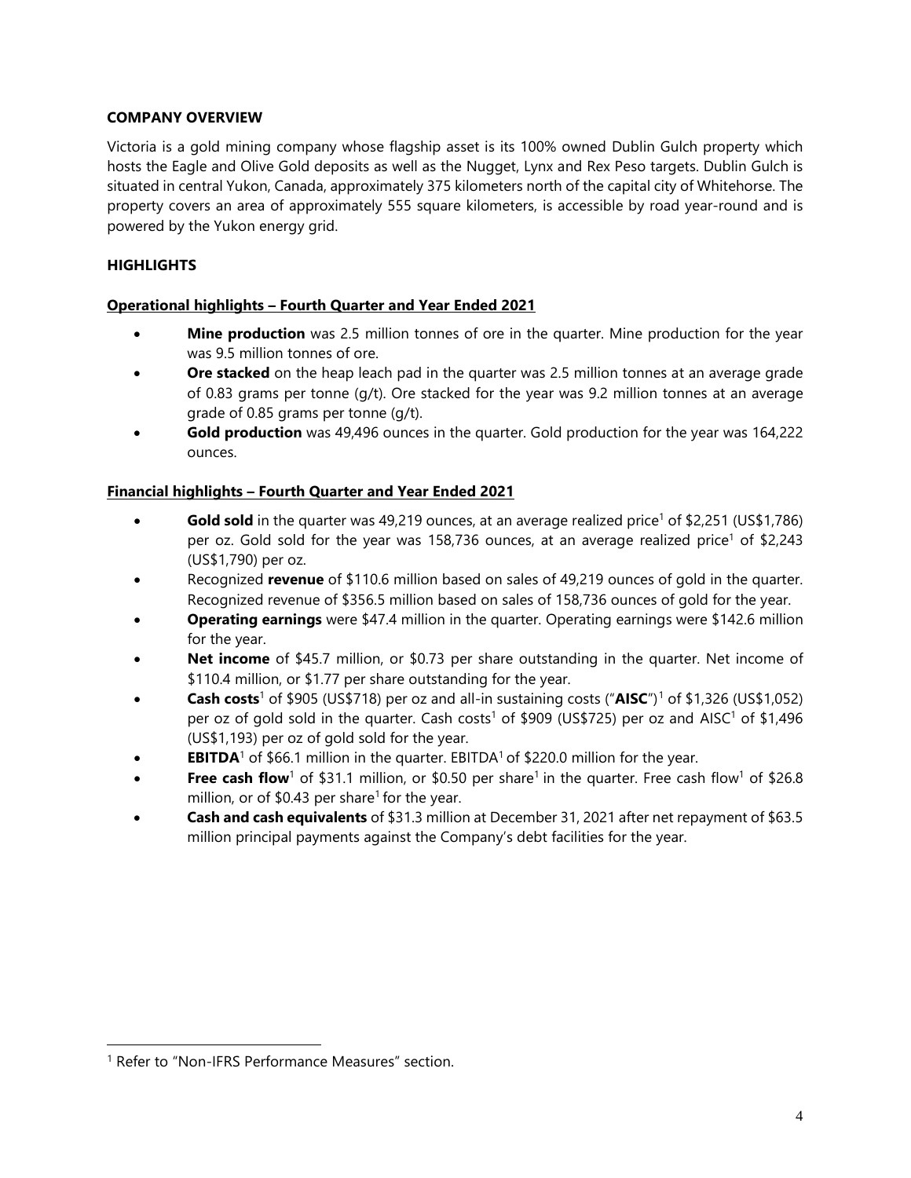## COMPANY OVERVIEW

Victoria is a gold mining company whose flagship asset is its 100% owned Dublin Gulch property which hosts the Eagle and Olive Gold deposits as well as the Nugget, Lynx and Rex Peso targets. Dublin Gulch is situated in central Yukon, Canada, approximately 375 kilometers north of the capital city of Whitehorse. The property covers an area of approximately 555 square kilometers, is accessible by road year-round and is powered by the Yukon energy grid.

## HIGHLIGHTS

### Operational highlights – Fourth Quarter and Year Ended 2021

- **Mine production** was 2.5 million tonnes of ore in the quarter. Mine production for the year was 9.5 million tonnes of ore.
- **Ore stacked** on the heap leach pad in the quarter was 2.5 million tonnes at an average grade of 0.83 grams per tonne (g/t). Ore stacked for the year was 9.2 million tonnes at an average grade of 0.85 grams per tonne (g/t).
- **Gold production** was 49,496 ounces in the quarter. Gold production for the year was 164,222 ounces.

### Financial highlights – Fourth Quarter and Year Ended 2021

- **Gold sold** in the quarter was 49,219 ounces, at an average realized price[1] of $2,251 (US$1,786) per oz. Gold sold for the year was 158,736 ounces, at an average realized price[1] of $2,243 (US$1,790) per oz.
- Recognized **revenue** of $110.6 million based on sales of 49,219 ounces of gold in the quarter. Recognized revenue of $356.5 million based on sales of 158,736 ounces of gold for the year.
- **Operating earnings** were $47.4 million in the quarter. Operating earnings were $142.6 million for the year.
- **Net income** of $45.7 million, or $0.73 per share outstanding in the quarter. Net income of $110.4 million, or $1.77 per share outstanding for the year.
- **Cash costs**[1] of $905 (US$718) per oz and all-in sustaining costs ("**AISC**")[1] of $1,326 (US$1,052) per oz of gold sold in the quarter. Cash costs[1] of $909 (US$725) per oz and AISC[1] of $1,496 (US$1,193) per oz of gold sold for the year.
- **EBITDA**[1] of $66.1 million in the quarter. EBITDA[1] of $220.0 million for the year.
- **Free cash flow**[1] of $31.1 million, or $0.50 per share[1] in the quarter. Free cash flow[1] of $26.8 million, or of $0.43 per share[1] for the year.
- **Cash and cash equivalents** of $31.3 million at December 31, 2021 after net repayment of $63.5 million principal payments against the Company's debt facilities for the year.

[1] Refer to "Non-IFRS Performance Measures" section.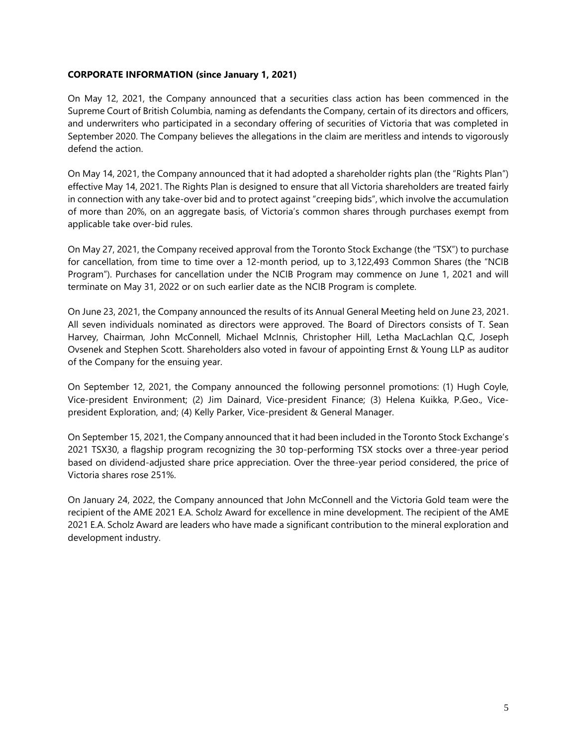**CORPORATE INFORMATION (since January 1, 2021)**

On May 12, 2021, the Company announced that a securities class action has been commenced in the Supreme Court of British Columbia, naming as defendants the Company, certain of its directors and officers, and underwriters who participated in a secondary offering of securities of Victoria that was completed in September 2020. The Company believes the allegations in the claim are meritless and intends to vigorously defend the action.

On May 14, 2021, the Company announced that it had adopted a shareholder rights plan (the "Rights Plan") effective May 14, 2021. The Rights Plan is designed to ensure that all Victoria shareholders are treated fairly in connection with any take-over bid and to protect against "creeping bids", which involve the accumulation of more than 20%, on an aggregate basis, of Victoria's common shares through purchases exempt from applicable take over-bid rules.

On May 27, 2021, the Company received approval from the Toronto Stock Exchange (the "TSX") to purchase for cancellation, from time to time over a 12-month period, up to 3,122,493 Common Shares (the "NCIB Program"). Purchases for cancellation under the NCIB Program may commence on June 1, 2021 and will terminate on May 31, 2022 or on such earlier date as the NCIB Program is complete.

On June 23, 2021, the Company announced the results of its Annual General Meeting held on June 23, 2021. All seven individuals nominated as directors were approved. The Board of Directors consists of T. Sean Harvey, Chairman, John McConnell, Michael McInnis, Christopher Hill, Letha MacLachlan Q.C, Joseph Ovsenek and Stephen Scott. Shareholders also voted in favour of appointing Ernst & Young LLP as auditor of the Company for the ensuing year.

On September 12, 2021, the Company announced the following personnel promotions: (1) Hugh Coyle, Vice-president Environment; (2) Jim Dainard, Vice-president Finance; (3) Helena Kuikka, P.Geo., Vice-president Exploration, and; (4) Kelly Parker, Vice-president & General Manager.

On September 15, 2021, the Company announced that it had been included in the Toronto Stock Exchange's 2021 TSX30, a flagship program recognizing the 30 top-performing TSX stocks over a three-year period based on dividend-adjusted share price appreciation. Over the three-year period considered, the price of Victoria shares rose 251%.

On January 24, 2022, the Company announced that John McConnell and the Victoria Gold team were the recipient of the AME 2021 E.A. Scholz Award for excellence in mine development. The recipient of the AME 2021 E.A. Scholz Award are leaders who have made a significant contribution to the mineral exploration and development industry.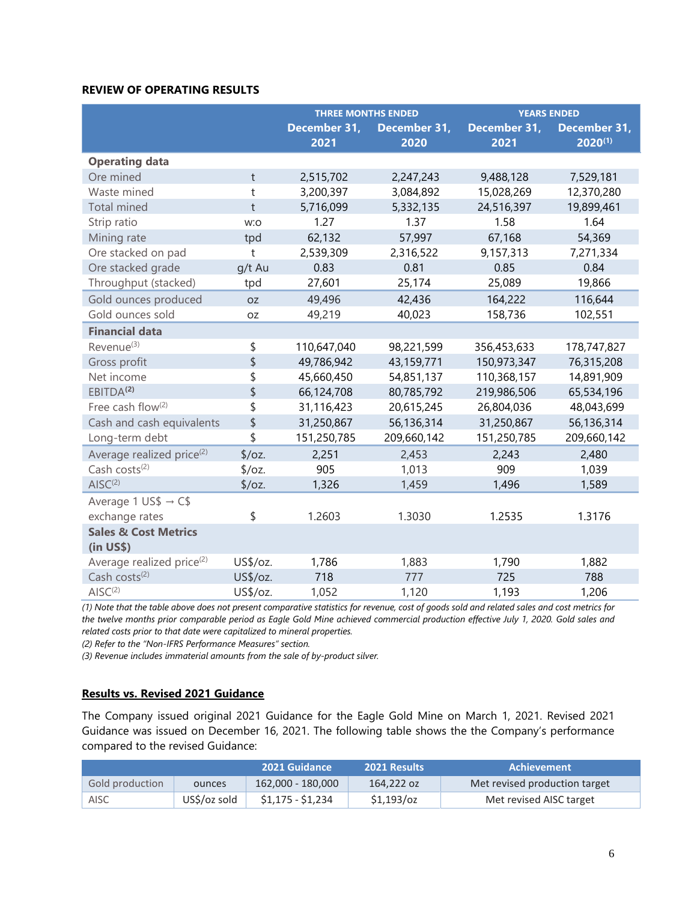**REVIEW OF OPERATING RESULTS**

| | | THREE MONTHS ENDED | | YEARS ENDED | |
|---|---|---|---|---|---|
| | | December 31, 2021 | December 31, 2020 | December 31, 2021 | December 31, 2020[1] |
| **Operating data** | | | | | |
| Ore mined | t | 2,515,702 | 2,247,243 | 9,488,128 | 7,529,181 |
| Waste mined | t | 3,200,397 | 3,084,892 | 15,028,269 | 12,370,280 |
| Total mined | t | 5,716,099 | 5,332,135 | 24,516,397 | 19,899,461 |
| Strip ratio | w:o | 1.27 | 1.37 | 1.58 | 1.64 |
| Mining rate | tpd | 62,132 | 57,997 | 67,168 | 54,369 |
| Ore stacked on pad | t | 2,539,309 | 2,316,522 | 9,157,313 | 7,271,334 |
| Ore stacked grade | g/t Au | 0.83 | 0.81 | 0.85 | 0.84 |
| Throughput (stacked) | tpd | 27,601 | 25,174 | 25,089 | 19,866 |
| Gold ounces produced | oz | 49,496 | 42,436 | 164,222 | 116,644 |
| Gold ounces sold | oz | 49,219 | 40,023 | 158,736 | 102,551 |
| **Financial data** | | | | | |
| Revenue[3] | $ | 110,647,040 | 98,221,599 | 356,453,633 | 178,747,827 |
| Gross profit | $ | 49,786,942 | 43,159,771 | 150,973,347 | 76,315,208 |
| Net income | $ | 45,660,450 | 54,851,137 | 110,368,157 | 14,891,909 |
| EBITDA**[2]** | $ | 66,124,708 | 80,785,792 | 219,986,506 | 65,534,196 |
| Free cash flow[2] | $ | 31,116,423 | 20,615,245 | 26,804,036 | 48,043,699 |
| Cash and cash equivalents | $ | 31,250,867 | 56,136,314 | 31,250,867 | 56,136,314 |
| Long-term debt | $ | 151,250,785 | 209,660,142 | 151,250,785 | 209,660,142 |
| Average realized price[2] | $/oz. | 2,251 | 2,453 | 2,243 | 2,480 |
| Cash costs[2] | $/oz. | 905 | 1,013 | 909 | 1,039 |
| AISC[2] | $/oz. | 1,326 | 1,459 | 1,496 | 1,589 |
| Average 1 US$ → C$ exchange rates | $ | 1.2603 | 1.3030 | 1.2535 | 1.3176 |
| **Sales & Cost Metrics (in US$)** | | | | | |
| Average realized price[2] | US$/oz. | 1,786 | 1,883 | 1,790 | 1,882 |
| Cash costs[2] | US$/oz. | 718 | 777 | 725 | 788 |
| AISC[2] | US$/oz. | 1,052 | 1,120 | 1,193 | 1,206 |

*(1) Note that the table above does not present comparative statistics for revenue, cost of goods sold and related sales and cost metrics for the twelve months prior comparable period as Eagle Gold Mine achieved commercial production effective July 1, 2020. Gold sales and related costs prior to that date were capitalized to mineral properties.*

*(2) Refer to the "Non-IFRS Performance Measures" section.*

*(3) Revenue includes immaterial amounts from the sale of by-product silver.*

**Results vs. Revised 2021 Guidance**

The Company issued original 2021 Guidance for the Eagle Gold Mine on March 1, 2021. Revised 2021 Guidance was issued on December 16, 2021. The following table shows the the Company's performance compared to the revised Guidance:

| | | 2021 Guidance | 2021 Results | Achievement |
|---|---|---|---|---|
| Gold production | ounces | 162,000 - 180,000 | 164,222 oz | Met revised production target |
| AISC | US$/oz sold | $1,175 - $1,234 | $1,193/oz | Met revised AISC target |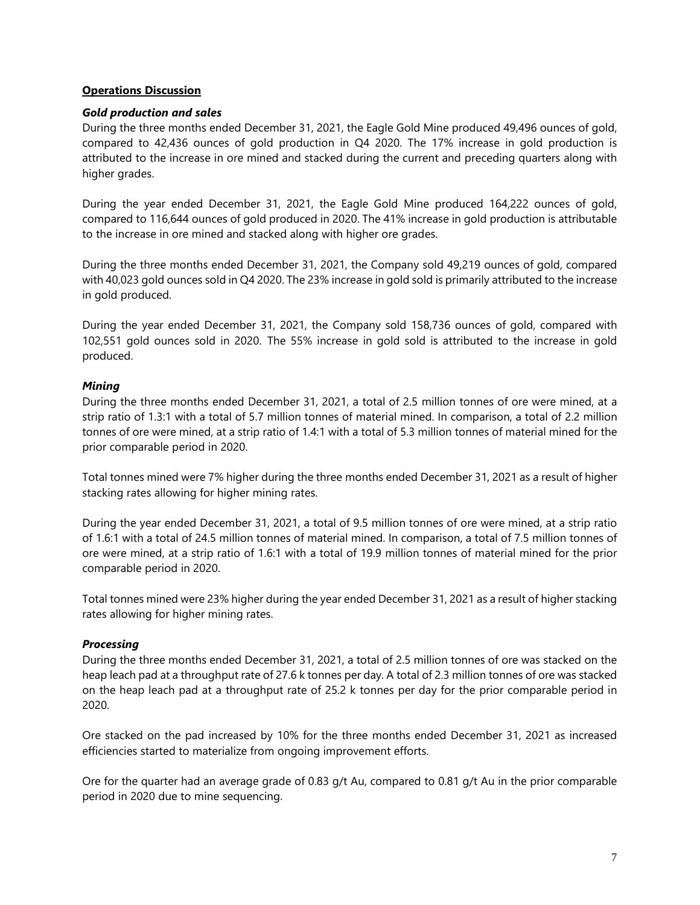## **Operations Discussion**

### ***Gold production and sales***

During the three months ended December 31, 2021, the Eagle Gold Mine produced 49,496 ounces of gold, compared to 42,436 ounces of gold production in Q4 2020. The 17% increase in gold production is attributed to the increase in ore mined and stacked during the current and preceding quarters along with higher grades.

During the year ended December 31, 2021, the Eagle Gold Mine produced 164,222 ounces of gold, compared to 116,644 ounces of gold produced in 2020. The 41% increase in gold production is attributable to the increase in ore mined and stacked along with higher ore grades.

During the three months ended December 31, 2021, the Company sold 49,219 ounces of gold, compared with 40,023 gold ounces sold in Q4 2020. The 23% increase in gold sold is primarily attributed to the increase in gold produced.

During the year ended December 31, 2021, the Company sold 158,736 ounces of gold, compared with 102,551 gold ounces sold in 2020. The 55% increase in gold sold is attributed to the increase in gold produced.

### ***Mining***

During the three months ended December 31, 2021, a total of 2.5 million tonnes of ore were mined, at a strip ratio of 1.3:1 with a total of 5.7 million tonnes of material mined. In comparison, a total of 2.2 million tonnes of ore were mined, at a strip ratio of 1.4:1 with a total of 5.3 million tonnes of material mined for the prior comparable period in 2020.

Total tonnes mined were 7% higher during the three months ended December 31, 2021 as a result of higher stacking rates allowing for higher mining rates.

During the year ended December 31, 2021, a total of 9.5 million tonnes of ore were mined, at a strip ratio of 1.6:1 with a total of 24.5 million tonnes of material mined. In comparison, a total of 7.5 million tonnes of ore were mined, at a strip ratio of 1.6:1 with a total of 19.9 million tonnes of material mined for the prior comparable period in 2020.

Total tonnes mined were 23% higher during the year ended December 31, 2021 as a result of higher stacking rates allowing for higher mining rates.

### ***Processing***

During the three months ended December 31, 2021, a total of 2.5 million tonnes of ore was stacked on the heap leach pad at a throughput rate of 27.6 k tonnes per day. A total of 2.3 million tonnes of ore was stacked on the heap leach pad at a throughput rate of 25.2 k tonnes per day for the prior comparable period in 2020.

Ore stacked on the pad increased by 10% for the three months ended December 31, 2021 as increased efficiencies started to materialize from ongoing improvement efforts.

Ore for the quarter had an average grade of 0.83 g/t Au, compared to 0.81 g/t Au in the prior comparable period in 2020 due to mine sequencing.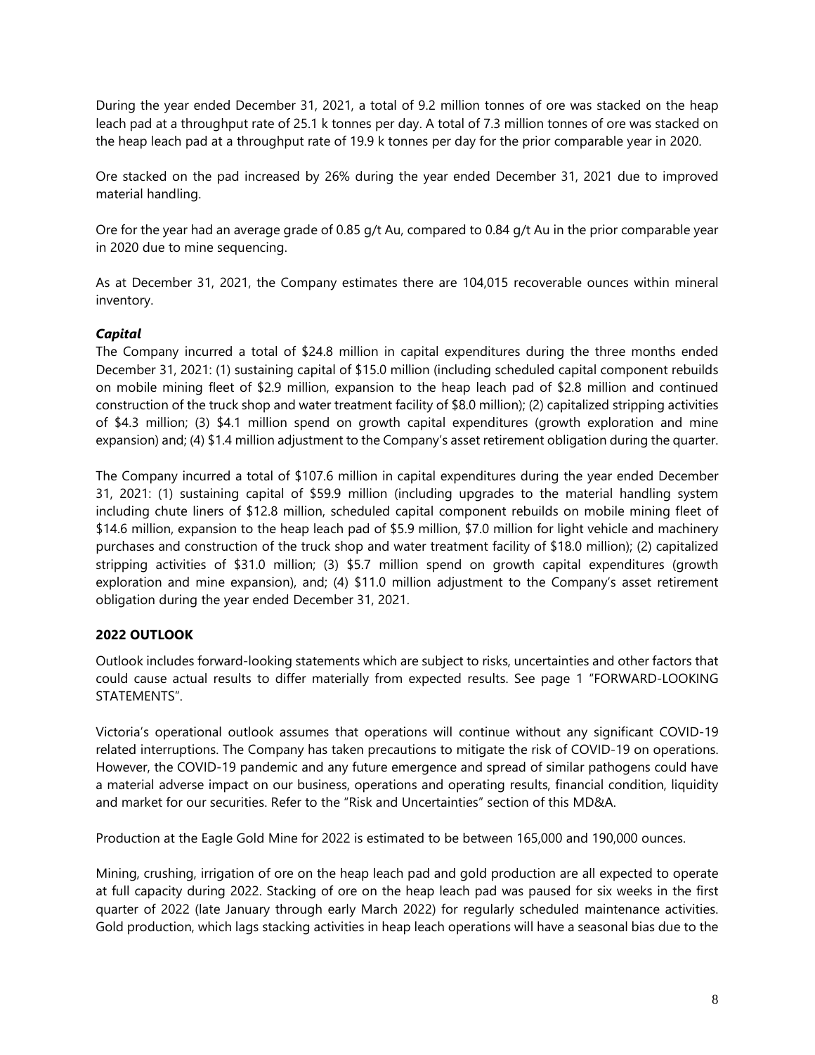During the year ended December 31, 2021, a total of 9.2 million tonnes of ore was stacked on the heap leach pad at a throughput rate of 25.1 k tonnes per day. A total of 7.3 million tonnes of ore was stacked on the heap leach pad at a throughput rate of 19.9 k tonnes per day for the prior comparable year in 2020.

Ore stacked on the pad increased by 26% during the year ended December 31, 2021 due to improved material handling.

Ore for the year had an average grade of 0.85 g/t Au, compared to 0.84 g/t Au in the prior comparable year in 2020 due to mine sequencing.

As at December 31, 2021, the Company estimates there are 104,015 recoverable ounces within mineral inventory.

***Capital***

The Company incurred a total of $24.8 million in capital expenditures during the three months ended December 31, 2021: (1) sustaining capital of $15.0 million (including scheduled capital component rebuilds on mobile mining fleet of $2.9 million, expansion to the heap leach pad of $2.8 million and continued construction of the truck shop and water treatment facility of $8.0 million); (2) capitalized stripping activities of $4.3 million; (3) $4.1 million spend on growth capital expenditures (growth exploration and mine expansion) and; (4) $1.4 million adjustment to the Company's asset retirement obligation during the quarter.

The Company incurred a total of $107.6 million in capital expenditures during the year ended December 31, 2021: (1) sustaining capital of $59.9 million (including upgrades to the material handling system including chute liners of $12.8 million, scheduled capital component rebuilds on mobile mining fleet of $14.6 million, expansion to the heap leach pad of $5.9 million, $7.0 million for light vehicle and machinery purchases and construction of the truck shop and water treatment facility of $18.0 million); (2) capitalized stripping activities of $31.0 million; (3) $5.7 million spend on growth capital expenditures (growth exploration and mine expansion), and; (4) $11.0 million adjustment to the Company's asset retirement obligation during the year ended December 31, 2021.

## 2022 OUTLOOK

Outlook includes forward-looking statements which are subject to risks, uncertainties and other factors that could cause actual results to differ materially from expected results. See page 1 "FORWARD-LOOKING STATEMENTS".

Victoria's operational outlook assumes that operations will continue without any significant COVID-19 related interruptions. The Company has taken precautions to mitigate the risk of COVID-19 on operations. However, the COVID-19 pandemic and any future emergence and spread of similar pathogens could have a material adverse impact on our business, operations and operating results, financial condition, liquidity and market for our securities. Refer to the "Risk and Uncertainties" section of this MD&A.

Production at the Eagle Gold Mine for 2022 is estimated to be between 165,000 and 190,000 ounces.

Mining, crushing, irrigation of ore on the heap leach pad and gold production are all expected to operate at full capacity during 2022. Stacking of ore on the heap leach pad was paused for six weeks in the first quarter of 2022 (late January through early March 2022) for regularly scheduled maintenance activities. Gold production, which lags stacking activities in heap leach operations will have a seasonal bias due to the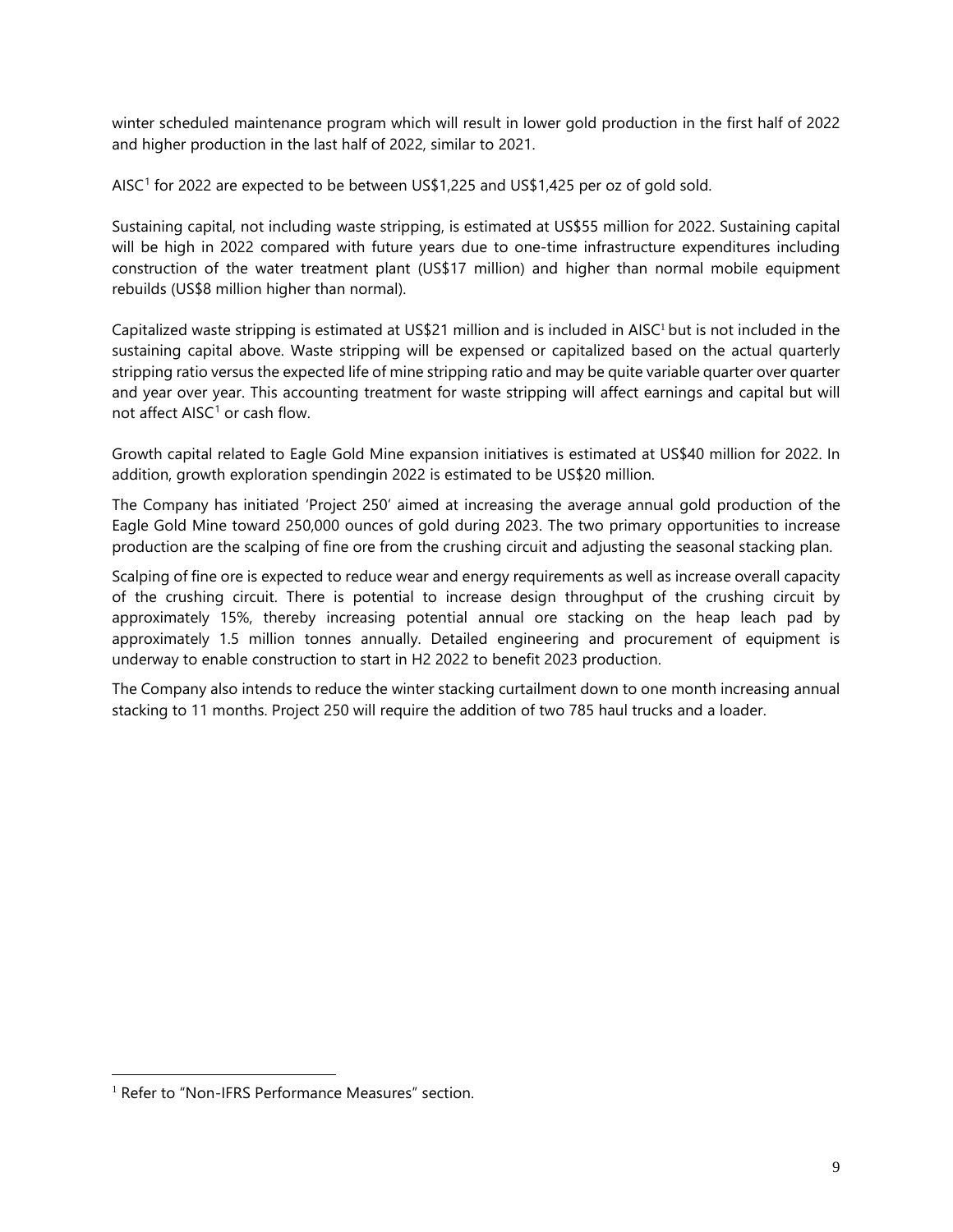winter scheduled maintenance program which will result in lower gold production in the first half of 2022 and higher production in the last half of 2022, similar to 2021.

AISC[1] for 2022 are expected to be between US$1,225 and US$1,425 per oz of gold sold.

Sustaining capital, not including waste stripping, is estimated at US$55 million for 2022. Sustaining capital will be high in 2022 compared with future years due to one-time infrastructure expenditures including construction of the water treatment plant (US$17 million) and higher than normal mobile equipment rebuilds (US$8 million higher than normal).

Capitalized waste stripping is estimated at US$21 million and is included in AISC[1] but is not included in the sustaining capital above. Waste stripping will be expensed or capitalized based on the actual quarterly stripping ratio versus the expected life of mine stripping ratio and may be quite variable quarter over quarter and year over year. This accounting treatment for waste stripping will affect earnings and capital but will not affect AISC[1] or cash flow.

Growth capital related to Eagle Gold Mine expansion initiatives is estimated at US$40 million for 2022. In addition, growth exploration spendingin 2022 is estimated to be US$20 million.

The Company has initiated 'Project 250' aimed at increasing the average annual gold production of the Eagle Gold Mine toward 250,000 ounces of gold during 2023. The two primary opportunities to increase production are the scalping of fine ore from the crushing circuit and adjusting the seasonal stacking plan.

Scalping of fine ore is expected to reduce wear and energy requirements as well as increase overall capacity of the crushing circuit. There is potential to increase design throughput of the crushing circuit by approximately 15%, thereby increasing potential annual ore stacking on the heap leach pad by approximately 1.5 million tonnes annually. Detailed engineering and procurement of equipment is underway to enable construction to start in H2 2022 to benefit 2023 production.

The Company also intends to reduce the winter stacking curtailment down to one month increasing annual stacking to 11 months. Project 250 will require the addition of two 785 haul trucks and a loader.

[1] Refer to "Non-IFRS Performance Measures" section.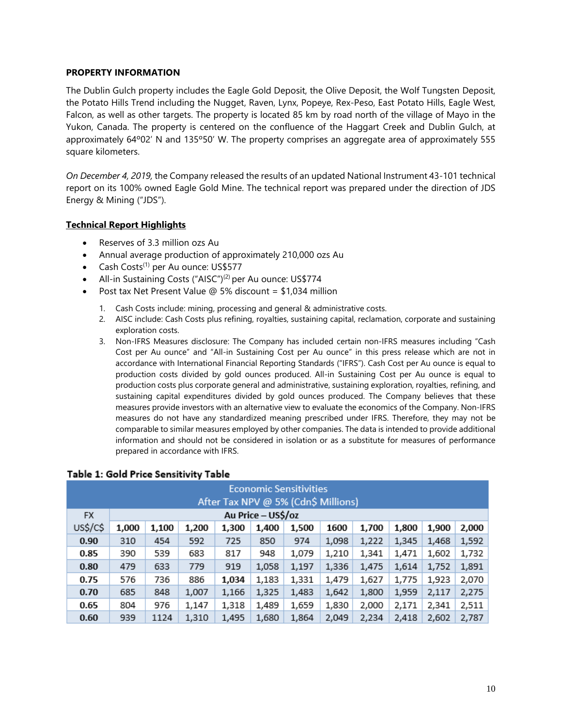**PROPERTY INFORMATION**

The Dublin Gulch property includes the Eagle Gold Deposit, the Olive Deposit, the Wolf Tungsten Deposit, the Potato Hills Trend including the Nugget, Raven, Lynx, Popeye, Rex-Peso, East Potato Hills, Eagle West, Falcon, as well as other targets. The property is located 85 km by road north of the village of Mayo in the Yukon, Canada. The property is centered on the confluence of the Haggart Creek and Dublin Gulch, at approximately 64º02' N and 135º50' W. The property comprises an aggregate area of approximately 555 square kilometers.

*On December 4, 2019,* the Company released the results of an updated National Instrument 43-101 technical report on its 100% owned Eagle Gold Mine. The technical report was prepared under the direction of JDS Energy & Mining ("JDS").

**Technical Report Highlights**

- Reserves of 3.3 million ozs Au
- Annual average production of approximately 210,000 ozs Au
- Cash Costs[1] per Au ounce: US$577
- All-in Sustaining Costs ("AISC")[2] per Au ounce: US$774
- Post tax Net Present Value @ 5% discount = $1,034 million

1. Cash Costs include: mining, processing and general & administrative costs.
2. AISC include: Cash Costs plus refining, royalties, sustaining capital, reclamation, corporate and sustaining exploration costs.
3. Non-IFRS Measures disclosure: The Company has included certain non-IFRS measures including "Cash Cost per Au ounce" and "All-in Sustaining Cost per Au ounce" in this press release which are not in accordance with International Financial Reporting Standards ("IFRS"). Cash Cost per Au ounce is equal to production costs divided by gold ounces produced. All-in Sustaining Cost per Au ounce is equal to production costs plus corporate general and administrative, sustaining exploration, royalties, refining, and sustaining capital expenditures divided by gold ounces produced. The Company believes that these measures provide investors with an alternative view to evaluate the economics of the Company. Non-IFRS measures do not have any standardized meaning prescribed under IFRS. Therefore, they may not be comparable to similar measures employed by other companies. The data is intended to provide additional information and should not be considered in isolation or as a substitute for measures of performance prepared in accordance with IFRS.

**Table 1: Gold Price Sensitivity Table**

| Economic Sensitivities After Tax NPV @ 5% (Cdn$ Millions) | | | | | | | | | | | |
|---|---|---|---|---|---|---|---|---|---|---|---|
| FX | Au Price – US$/oz | | | | | | | | | | |
| US$/C$ | 1,000 | 1,100 | 1,200 | 1,300 | 1,400 | 1,500 | 1600 | 1,700 | 1,800 | 1,900 | 2,000 |
| **0.90** | 310 | 454 | 592 | 725 | 850 | 974 | 1,098 | 1,222 | 1,345 | 1,468 | 1,592 |
| **0.85** | 390 | 539 | 683 | 817 | 948 | 1,079 | 1,210 | 1,341 | 1,471 | 1,602 | 1,732 |
| **0.80** | 479 | 633 | 779 | 919 | 1,058 | 1,197 | 1,336 | 1,475 | 1,614 | 1,752 | 1,891 |
| **0.75** | 576 | 736 | 886 | **1,034** | 1,183 | 1,331 | 1,479 | 1,627 | 1,775 | 1,923 | 2,070 |
| **0.70** | 685 | 848 | 1,007 | 1,166 | 1,325 | 1,483 | 1,642 | 1,800 | 1,959 | 2,117 | 2,275 |
| **0.65** | 804 | 976 | 1,147 | 1,318 | 1,489 | 1,659 | 1,830 | 2,000 | 2,171 | 2,341 | 2,511 |
| **0.60** | 939 | 1124 | 1,310 | 1,495 | 1,680 | 1,864 | 2,049 | 2,234 | 2,418 | 2,602 | 2,787 |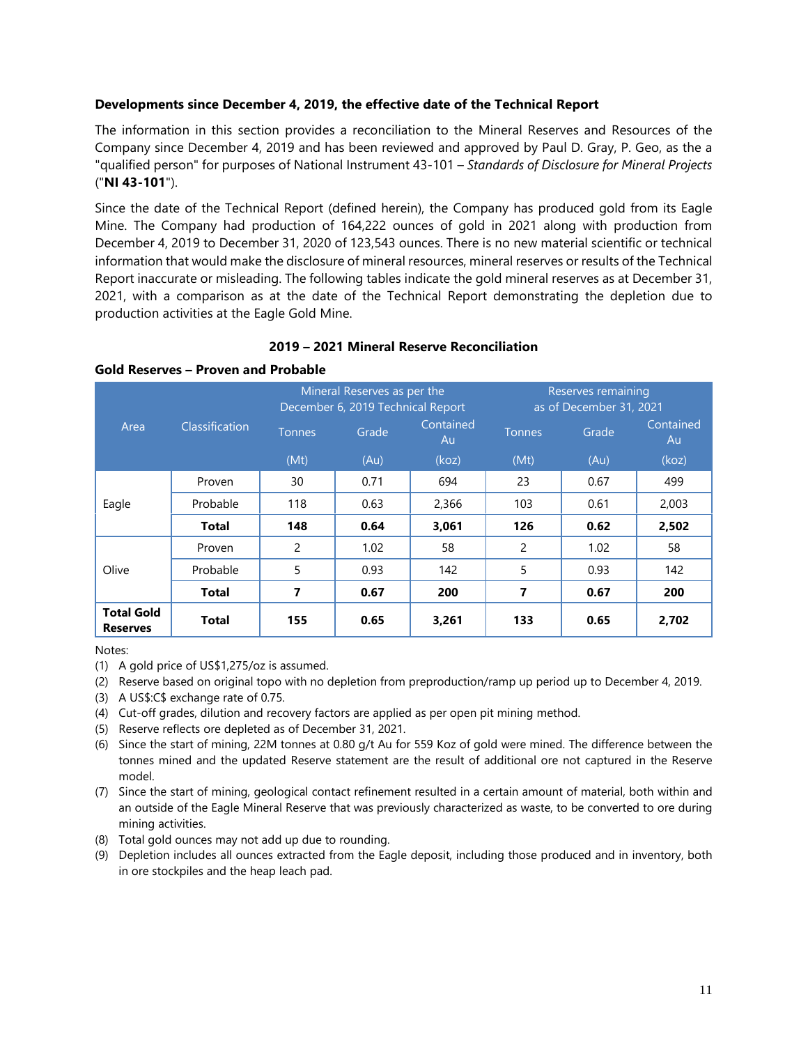**Developments since December 4, 2019, the effective date of the Technical Report**

The information in this section provides a reconciliation to the Mineral Reserves and Resources of the Company since December 4, 2019 and has been reviewed and approved by Paul D. Gray, P. Geo, as the a "qualified person" for purposes of National Instrument 43-101 – *Standards of Disclosure for Mineral Projects* ("**NI 43-101**").

Since the date of the Technical Report (defined herein), the Company has produced gold from its Eagle Mine. The Company had production of 164,222 ounces of gold in 2021 along with production from December 4, 2019 to December 31, 2020 of 123,543 ounces. There is no new material scientific or technical information that would make the disclosure of mineral resources, mineral reserves or results of the Technical Report inaccurate or misleading. The following tables indicate the gold mineral reserves as at December 31, 2021, with a comparison as at the date of the Technical Report demonstrating the depletion due to production activities at the Eagle Gold Mine.

**2019 – 2021 Mineral Reserve Reconciliation**

**Gold Reserves – Proven and Probable**

| Area | Classification | Mineral Reserves as per the December 6, 2019 Technical Report | | | Reserves remaining as of December 31, 2021 | | |
|---|---|---|---|---|---|---|---|
| | | Tonnes | Grade | Contained Au | Tonnes | Grade | Contained Au |
| | | (Mt) | (Au) | (koz) | (Mt) | (Au) | (koz) |
| Eagle | Proven | 30 | 0.71 | 694 | 23 | 0.67 | 499 |
| | Probable | 118 | 0.63 | 2,366 | 103 | 0.61 | 2,003 |
| | **Total** | **148** | **0.64** | **3,061** | **126** | **0.62** | **2,502** |
| Olive | Proven | 2 | 1.02 | 58 | 2 | 1.02 | 58 |
| | Probable | 5 | 0.93 | 142 | 5 | 0.93 | 142 |
| | **Total** | **7** | **0.67** | **200** | **7** | **0.67** | **200** |
| **Total Gold Reserves** | **Total** | **155** | **0.65** | **3,261** | **133** | **0.65** | **2,702** |

Notes:

(1) A gold price of US$1,275/oz is assumed.

(2) Reserve based on original topo with no depletion from preproduction/ramp up period up to December 4, 2019.

(3) A US$:C$ exchange rate of 0.75.

(4) Cut-off grades, dilution and recovery factors are applied as per open pit mining method.

(5) Reserve reflects ore depleted as of December 31, 2021.

(6) Since the start of mining, 22M tonnes at 0.80 g/t Au for 559 Koz of gold were mined. The difference between the tonnes mined and the updated Reserve statement are the result of additional ore not captured in the Reserve model.

(7) Since the start of mining, geological contact refinement resulted in a certain amount of material, both within and an outside of the Eagle Mineral Reserve that was previously characterized as waste, to be converted to ore during mining activities.

(8) Total gold ounces may not add up due to rounding.

(9) Depletion includes all ounces extracted from the Eagle deposit, including those produced and in inventory, both in ore stockpiles and the heap leach pad.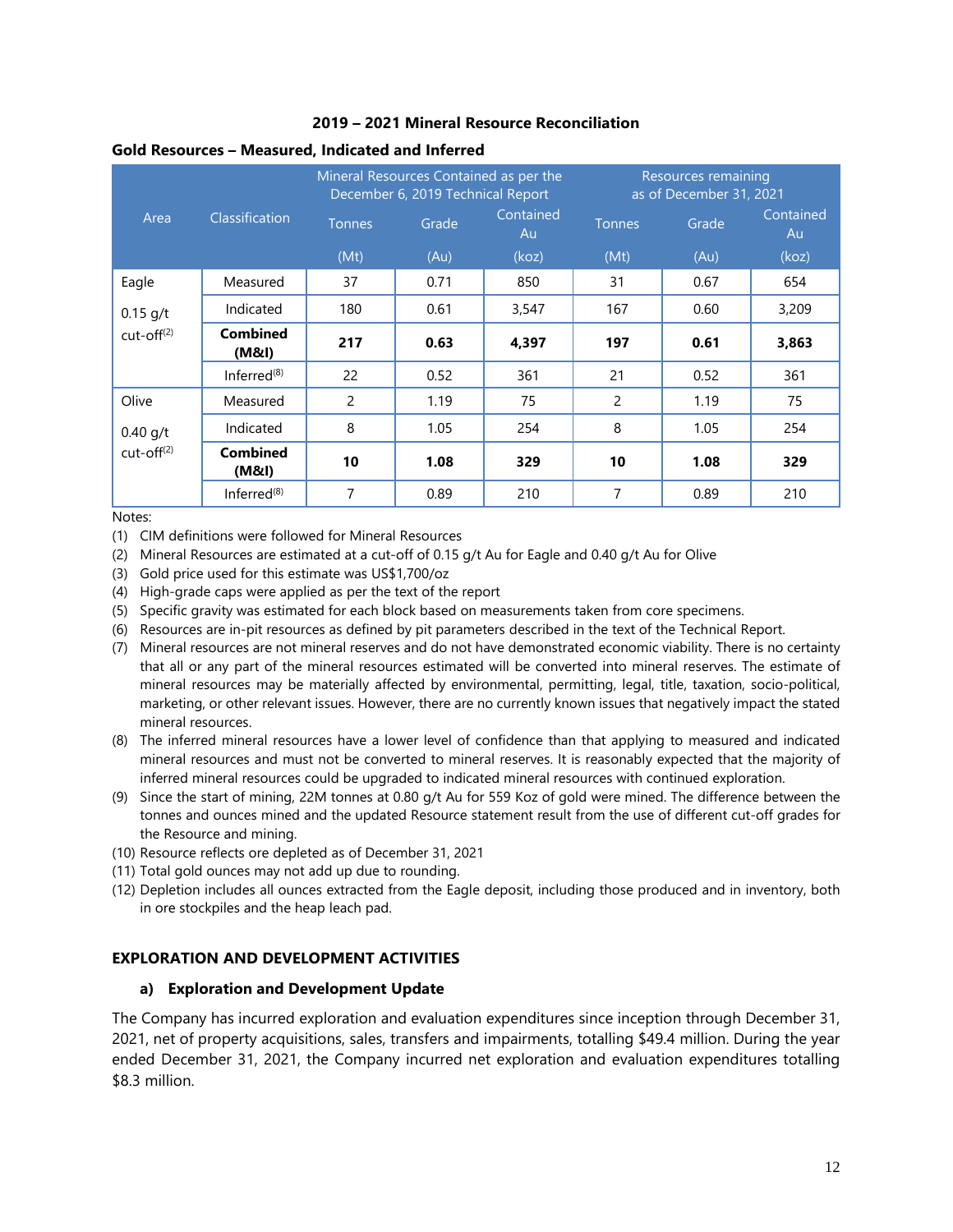**2019 – 2021 Mineral Resource Reconciliation**

**Gold Resources – Measured, Indicated and Inferred**

| Area | Classification | Mineral Resources Contained as per the December 6, 2019 Technical Report | | | Resources remaining as of December 31, 2021 | | |
|---|---|---|---|---|---|---|---|
| | | Tonnes (Mt) | Grade (Au) | Contained Au (koz) | Tonnes (Mt) | Grade (Au) | Contained Au (koz) |
| Eagle 0.15 g/t cut-off(2) | Measured | 37 | 0.71 | 850 | 31 | 0.67 | 654 |
| | Indicated | 180 | 0.61 | 3,547 | 167 | 0.60 | 3,209 |
| | **Combined (M&I)** | **217** | **0.63** | **4,397** | **197** | **0.61** | **3,863** |
| | Inferred(8) | 22 | 0.52 | 361 | 21 | 0.52 | 361 |
| Olive 0.40 g/t cut-off(2) | Measured | 2 | 1.19 | 75 | 2 | 1.19 | 75 |
| | Indicated | 8 | 1.05 | 254 | 8 | 1.05 | 254 |
| | **Combined (M&I)** | **10** | **1.08** | **329** | **10** | **1.08** | **329** |
| | Inferred(8) | 7 | 0.89 | 210 | 7 | 0.89 | 210 |

Notes:

(1) CIM definitions were followed for Mineral Resources

(2) Mineral Resources are estimated at a cut-off of 0.15 g/t Au for Eagle and 0.40 g/t Au for Olive

(3) Gold price used for this estimate was US$1,700/oz

(4) High-grade caps were applied as per the text of the report

(5) Specific gravity was estimated for each block based on measurements taken from core specimens.

(6) Resources are in-pit resources as defined by pit parameters described in the text of the Technical Report.

(7) Mineral resources are not mineral reserves and do not have demonstrated economic viability. There is no certainty that all or any part of the mineral resources estimated will be converted into mineral reserves. The estimate of mineral resources may be materially affected by environmental, permitting, legal, title, taxation, socio-political, marketing, or other relevant issues. However, there are no currently known issues that negatively impact the stated mineral resources.

(8) The inferred mineral resources have a lower level of confidence than that applying to measured and indicated mineral resources and must not be converted to mineral reserves. It is reasonably expected that the majority of inferred mineral resources could be upgraded to indicated mineral resources with continued exploration.

(9) Since the start of mining, 22M tonnes at 0.80 g/t Au for 559 Koz of gold were mined. The difference between the tonnes and ounces mined and the updated Resource statement result from the use of different cut-off grades for the Resource and mining.

(10) Resource reflects ore depleted as of December 31, 2021

(11) Total gold ounces may not add up due to rounding.

(12) Depletion includes all ounces extracted from the Eagle deposit, including those produced and in inventory, both in ore stockpiles and the heap leach pad.

## EXPLORATION AND DEVELOPMENT ACTIVITIES

### a) Exploration and Development Update

The Company has incurred exploration and evaluation expenditures since inception through December 31, 2021, net of property acquisitions, sales, transfers and impairments, totalling $49.4 million. During the year ended December 31, 2021, the Company incurred net exploration and evaluation expenditures totalling $8.3 million.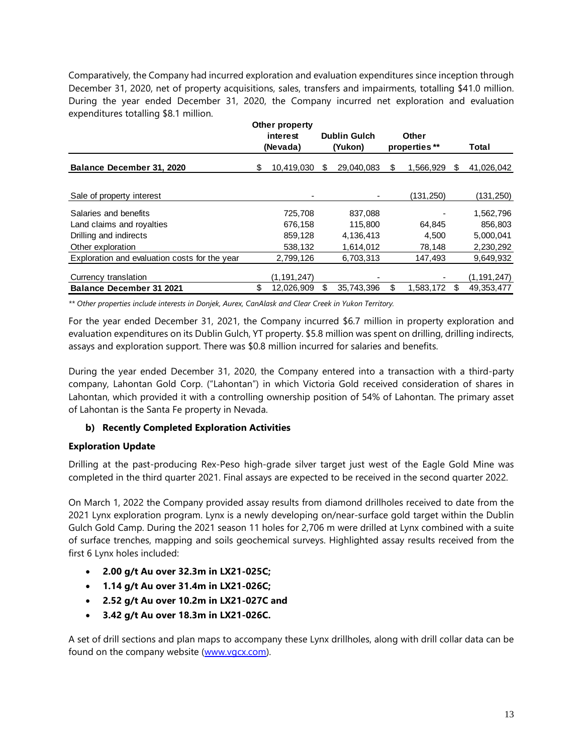Comparatively, the Company had incurred exploration and evaluation expenditures since inception through December 31, 2020, net of property acquisitions, sales, transfers and impairments, totalling $41.0 million. During the year ended December 31, 2020, the Company incurred net exploration and evaluation expenditures totalling $8.1 million.

| | Other property interest (Nevada) | Dublin Gulch (Yukon) | Other properties ** | Total |
|---|---|---|---|---|
| **Balance December 31, 2020** | $ 10,419,030 | $ 29,040,083 | $ 1,566,929 | $ 41,026,042 |
| Sale of property interest | - | - | (131,250) | (131,250) |
| Salaries and benefits | 725,708 | 837,088 | - | 1,562,796 |
| Land claims and royalties | 676,158 | 115,800 | 64,845 | 856,803 |
| Drilling and indirects | 859,128 | 4,136,413 | 4,500 | 5,000,041 |
| Other exploration | 538,132 | 1,614,012 | 78,148 | 2,230,292 |
| Exploration and evaluation costs for the year | 2,799,126 | 6,703,313 | 147,493 | 9,649,932 |
| Currency translation | (1,191,247) | - | - | (1,191,247) |
| **Balance December 31 2021** | $ 12,026,909 | $ 35,743,396 | $ 1,583,172 | $ 49,353,477 |

*** Other properties include interests in Donjek, Aurex, CanAlask and Clear Creek in Yukon Territory.*

For the year ended December 31, 2021, the Company incurred $6.7 million in property exploration and evaluation expenditures on its Dublin Gulch, YT property. $5.8 million was spent on drilling, drilling indirects, assays and exploration support. There was $0.8 million incurred for salaries and benefits.

During the year ended December 31, 2020, the Company entered into a transaction with a third-party company, Lahontan Gold Corp. ("Lahontan") in which Victoria Gold received consideration of shares in Lahontan, which provided it with a controlling ownership position of 54% of Lahontan. The primary asset of Lahontan is the Santa Fe property in Nevada.

### b) Recently Completed Exploration Activities

**Exploration Update**

Drilling at the past-producing Rex-Peso high-grade silver target just west of the Eagle Gold Mine was completed in the third quarter 2021. Final assays are expected to be received in the second quarter 2022.

On March 1, 2022 the Company provided assay results from diamond drillholes received to date from the 2021 Lynx exploration program. Lynx is a newly developing on/near-surface gold target within the Dublin Gulch Gold Camp. During the 2021 season 11 holes for 2,706 m were drilled at Lynx combined with a suite of surface trenches, mapping and soils geochemical surveys. Highlighted assay results received from the first 6 Lynx holes included:

- **2.00 g/t Au over 32.3m in LX21-025C;**
- **1.14 g/t Au over 31.4m in LX21-026C;**
- **2.52 g/t Au over 10.2m in LX21-027C and**
- **3.42 g/t Au over 18.3m in LX21-026C.**

A set of drill sections and plan maps to accompany these Lynx drillholes, along with drill collar data can be found on the company website (www.vgcx.com).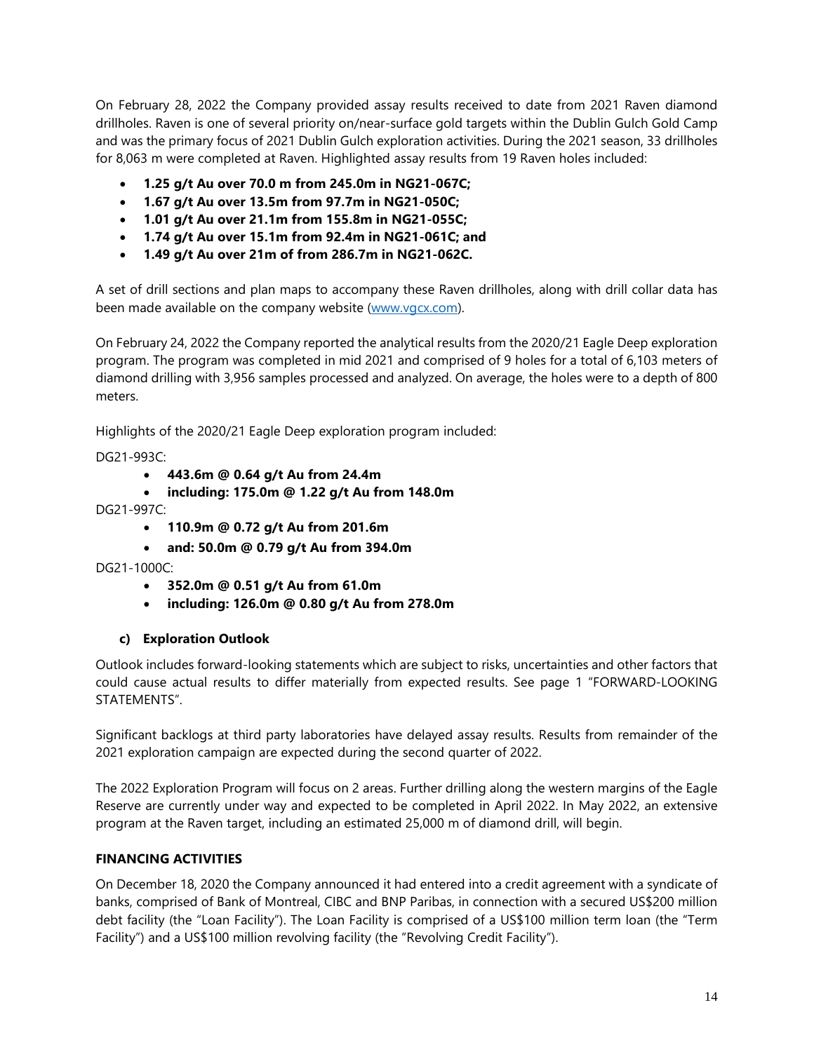On February 28, 2022 the Company provided assay results received to date from 2021 Raven diamond drillholes. Raven is one of several priority on/near-surface gold targets within the Dublin Gulch Gold Camp and was the primary focus of 2021 Dublin Gulch exploration activities. During the 2021 season, 33 drillholes for 8,063 m were completed at Raven. Highlighted assay results from 19 Raven holes included:

- **1.25 g/t Au over 70.0 m from 245.0m in NG21-067C;**
- **1.67 g/t Au over 13.5m from 97.7m in NG21-050C;**
- **1.01 g/t Au over 21.1m from 155.8m in NG21-055C;**
- **1.74 g/t Au over 15.1m from 92.4m in NG21-061C; and**
- **1.49 g/t Au over 21m of from 286.7m in NG21-062C.**

A set of drill sections and plan maps to accompany these Raven drillholes, along with drill collar data has been made available on the company website (www.vgcx.com).

On February 24, 2022 the Company reported the analytical results from the 2020/21 Eagle Deep exploration program. The program was completed in mid 2021 and comprised of 9 holes for a total of 6,103 meters of diamond drilling with 3,956 samples processed and analyzed. On average, the holes were to a depth of 800 meters.

Highlights of the 2020/21 Eagle Deep exploration program included:

DG21-993C:

- **443.6m @ 0.64 g/t Au from 24.4m**
- **including: 175.0m @ 1.22 g/t Au from 148.0m**

DG21-997C:

- **110.9m @ 0.72 g/t Au from 201.6m**
- **and: 50.0m @ 0.79 g/t Au from 394.0m**

DG21-1000C:

- **352.0m @ 0.51 g/t Au from 61.0m**
- **including: 126.0m @ 0.80 g/t Au from 278.0m**

### c) Exploration Outlook

Outlook includes forward-looking statements which are subject to risks, uncertainties and other factors that could cause actual results to differ materially from expected results. See page 1 "FORWARD-LOOKING STATEMENTS".

Significant backlogs at third party laboratories have delayed assay results. Results from remainder of the 2021 exploration campaign are expected during the second quarter of 2022.

The 2022 Exploration Program will focus on 2 areas. Further drilling along the western margins of the Eagle Reserve are currently under way and expected to be completed in April 2022. In May 2022, an extensive program at the Raven target, including an estimated 25,000 m of diamond drill, will begin.

## FINANCING ACTIVITIES

On December 18, 2020 the Company announced it had entered into a credit agreement with a syndicate of banks, comprised of Bank of Montreal, CIBC and BNP Paribas, in connection with a secured US$200 million debt facility (the "Loan Facility"). The Loan Facility is comprised of a US$100 million term loan (the "Term Facility") and a US$100 million revolving facility (the "Revolving Credit Facility").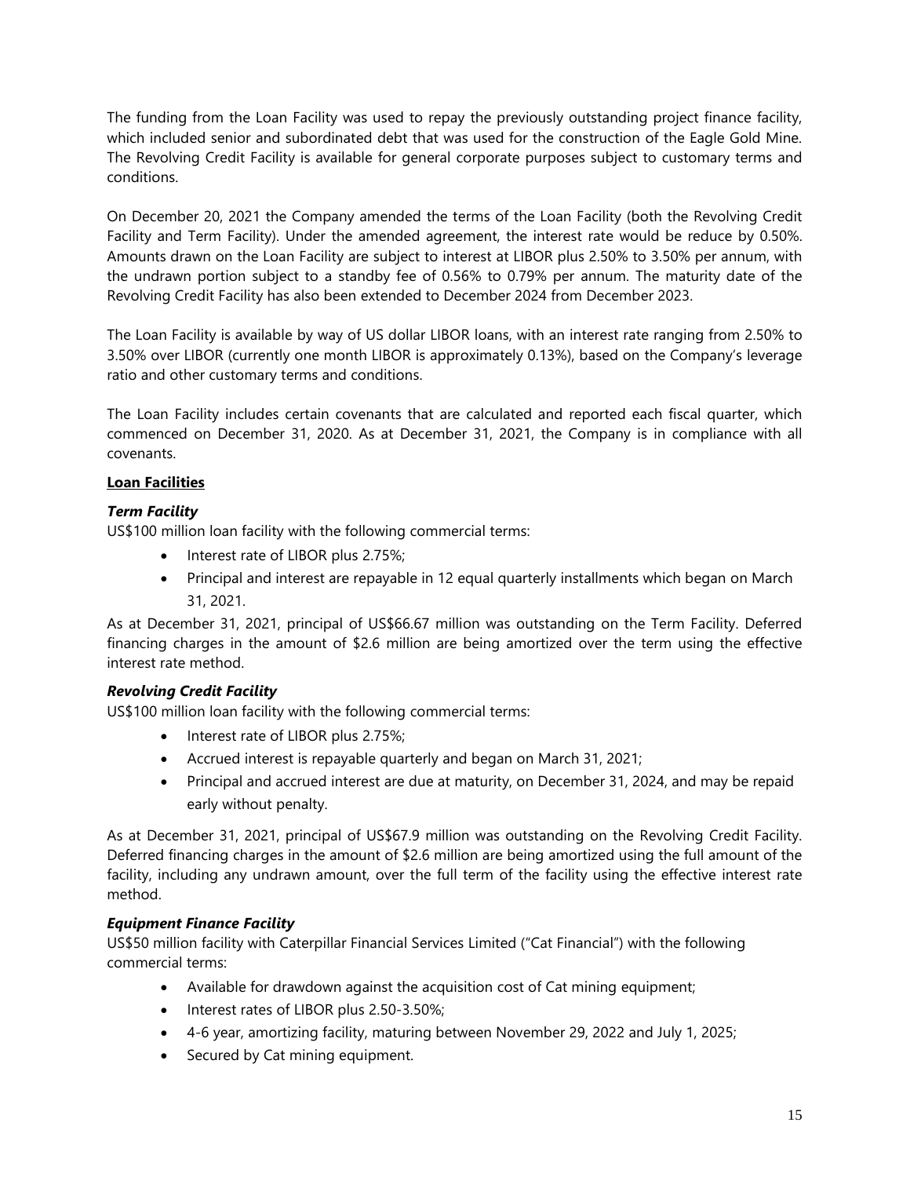The funding from the Loan Facility was used to repay the previously outstanding project finance facility, which included senior and subordinated debt that was used for the construction of the Eagle Gold Mine. The Revolving Credit Facility is available for general corporate purposes subject to customary terms and conditions.

On December 20, 2021 the Company amended the terms of the Loan Facility (both the Revolving Credit Facility and Term Facility). Under the amended agreement, the interest rate would be reduce by 0.50%. Amounts drawn on the Loan Facility are subject to interest at LIBOR plus 2.50% to 3.50% per annum, with the undrawn portion subject to a standby fee of 0.56% to 0.79% per annum. The maturity date of the Revolving Credit Facility has also been extended to December 2024 from December 2023.

The Loan Facility is available by way of US dollar LIBOR loans, with an interest rate ranging from 2.50% to 3.50% over LIBOR (currently one month LIBOR is approximately 0.13%), based on the Company's leverage ratio and other customary terms and conditions.

The Loan Facility includes certain covenants that are calculated and reported each fiscal quarter, which commenced on December 31, 2020. As at December 31, 2021, the Company is in compliance with all covenants.

**Loan Facilities**

***Term Facility***

US$100 million loan facility with the following commercial terms:

- Interest rate of LIBOR plus 2.75%;
- Principal and interest are repayable in 12 equal quarterly installments which began on March 31, 2021.

As at December 31, 2021, principal of US$66.67 million was outstanding on the Term Facility. Deferred financing charges in the amount of $2.6 million are being amortized over the term using the effective interest rate method.

***Revolving Credit Facility***

US$100 million loan facility with the following commercial terms:

- Interest rate of LIBOR plus 2.75%;
- Accrued interest is repayable quarterly and began on March 31, 2021;
- Principal and accrued interest are due at maturity, on December 31, 2024, and may be repaid early without penalty.

As at December 31, 2021, principal of US$67.9 million was outstanding on the Revolving Credit Facility. Deferred financing charges in the amount of $2.6 million are being amortized using the full amount of the facility, including any undrawn amount, over the full term of the facility using the effective interest rate method.

***Equipment Finance Facility***

US$50 million facility with Caterpillar Financial Services Limited ("Cat Financial") with the following commercial terms:

- Available for drawdown against the acquisition cost of Cat mining equipment;
- Interest rates of LIBOR plus 2.50-3.50%;
- 4-6 year, amortizing facility, maturing between November 29, 2022 and July 1, 2025;
- Secured by Cat mining equipment.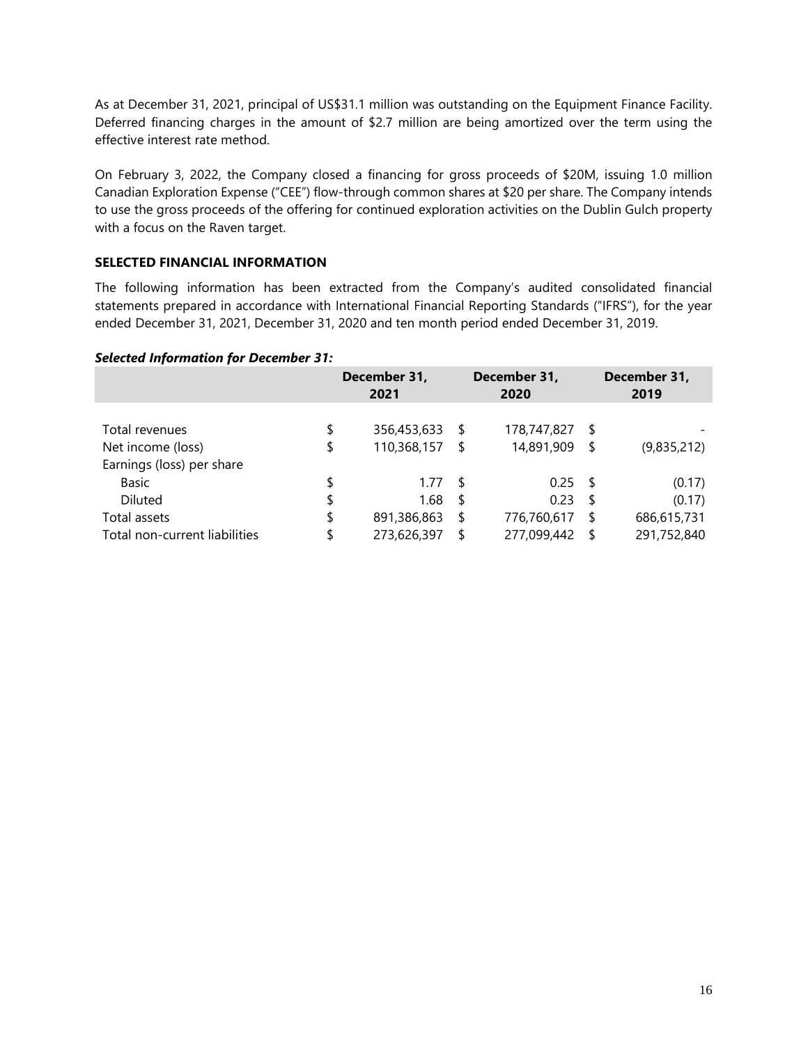As at December 31, 2021, principal of US$31.1 million was outstanding on the Equipment Finance Facility. Deferred financing charges in the amount of $2.7 million are being amortized over the term using the effective interest rate method.

On February 3, 2022, the Company closed a financing for gross proceeds of $20M, issuing 1.0 million Canadian Exploration Expense ("CEE") flow-through common shares at $20 per share. The Company intends to use the gross proceeds of the offering for continued exploration activities on the Dublin Gulch property with a focus on the Raven target.

## SELECTED FINANCIAL INFORMATION

The following information has been extracted from the Company's audited consolidated financial statements prepared in accordance with International Financial Reporting Standards ("IFRS"), for the year ended December 31, 2021, December 31, 2020 and ten month period ended December 31, 2019.

***Selected Information for December 31:***

| | December 31, 2021 | December 31, 2020 | December 31, 2019 |
|---|---|---|---|
| Total revenues | $ 356,453,633 | $ 178,747,827 | $ - |
| Net income (loss) | $ 110,368,157 | $ 14,891,909 | $ (9,835,212) |
| Earnings (loss) per share | | | |
| Basic | $ 1.77 | $ 0.25 | $ (0.17) |
| Diluted | $ 1.68 | $ 0.23 | $ (0.17) |
| Total assets | $ 891,386,863 | $ 776,760,617 | $ 686,615,731 |
| Total non-current liabilities | $ 273,626,397 | $ 277,099,442 | $ 291,752,840 |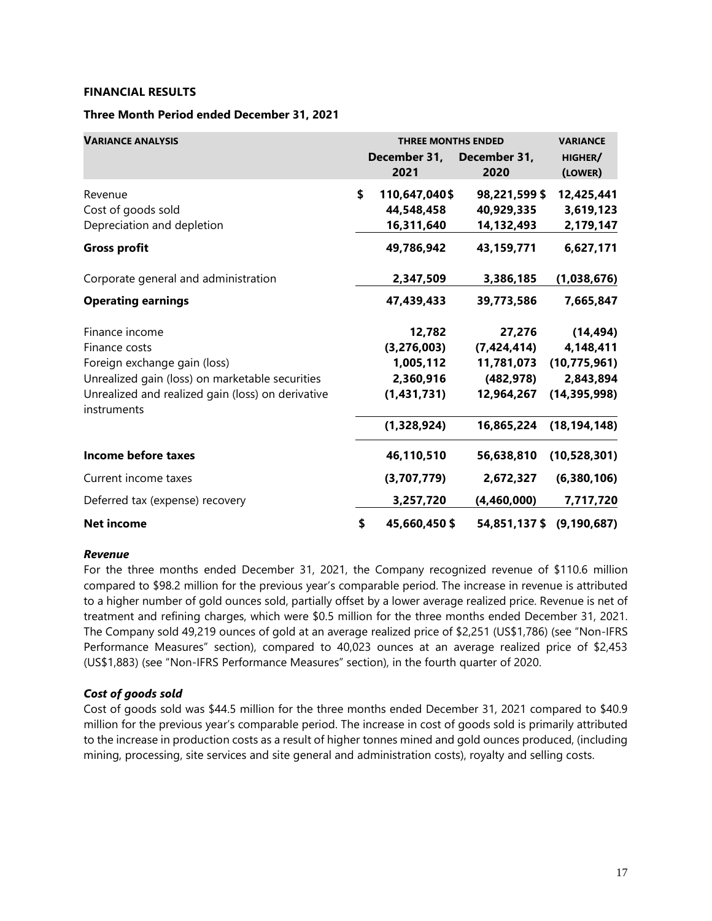**FINANCIAL RESULTS**

**Three Month Period ended December 31, 2021**

| VARIANCE ANALYSIS | THREE MONTHS ENDED | | VARIANCE |
|---|---|---|---|
| | December 31, 2021 | December 31, 2020 | HIGHER/ (LOWER) |
| Revenue | $ 110,647,040 $ | 98,221,599 $ | 12,425,441 |
| Cost of goods sold | 44,548,458 | 40,929,335 | 3,619,123 |
| Depreciation and depletion | 16,311,640 | 14,132,493 | 2,179,147 |
| **Gross profit** | **49,786,942** | **43,159,771** | **6,627,171** |
| Corporate general and administration | 2,347,509 | 3,386,185 | (1,038,676) |
| **Operating earnings** | **47,439,433** | **39,773,586** | **7,665,847** |
| Finance income | 12,782 | 27,276 | (14,494) |
| Finance costs | (3,276,003) | (7,424,414) | 4,148,411 |
| Foreign exchange gain (loss) | 1,005,112 | 11,781,073 | (10,775,961) |
| Unrealized gain (loss) on marketable securities | 2,360,916 | (482,978) | 2,843,894 |
| Unrealized and realized gain (loss) on derivative instruments | (1,431,731) | 12,964,267 | (14,395,998) |
| | (1,328,924) | 16,865,224 | (18,194,148) |
| **Income before taxes** | **46,110,510** | **56,638,810** | **(10,528,301)** |
| Current income taxes | (3,707,779) | 2,672,327 | (6,380,106) |
| Deferred tax (expense) recovery | 3,257,720 | (4,460,000) | 7,717,720 |
| **Net income** | **$ 45,660,450 $** | **54,851,137 $** | **(9,190,687)** |

***Revenue***

For the three months ended December 31, 2021, the Company recognized revenue of $110.6 million compared to $98.2 million for the previous year's comparable period. The increase in revenue is attributed to a higher number of gold ounces sold, partially offset by a lower average realized price. Revenue is net of treatment and refining charges, which were $0.5 million for the three months ended December 31, 2021. The Company sold 49,219 ounces of gold at an average realized price of $2,251 (US$1,786) (see "Non-IFRS Performance Measures" section), compared to 40,023 ounces at an average realized price of $2,453 (US$1,883) (see "Non-IFRS Performance Measures" section), in the fourth quarter of 2020.

***Cost of goods sold***

Cost of goods sold was $44.5 million for the three months ended December 31, 2021 compared to $40.9 million for the previous year's comparable period. The increase in cost of goods sold is primarily attributed to the increase in production costs as a result of higher tonnes mined and gold ounces produced, (including mining, processing, site services and site general and administration costs), royalty and selling costs.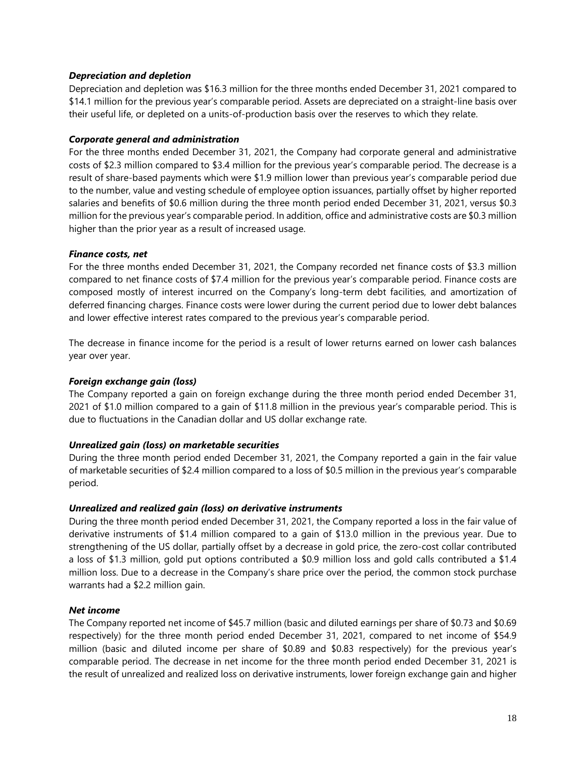### *Depreciation and depletion*

Depreciation and depletion was $16.3 million for the three months ended December 31, 2021 compared to $14.1 million for the previous year's comparable period. Assets are depreciated on a straight-line basis over their useful life, or depleted on a units-of-production basis over the reserves to which they relate.

### *Corporate general and administration*

For the three months ended December 31, 2021, the Company had corporate general and administrative costs of $2.3 million compared to $3.4 million for the previous year's comparable period. The decrease is a result of share-based payments which were $1.9 million lower than previous year's comparable period due to the number, value and vesting schedule of employee option issuances, partially offset by higher reported salaries and benefits of $0.6 million during the three month period ended December 31, 2021, versus $0.3 million for the previous year's comparable period. In addition, office and administrative costs are $0.3 million higher than the prior year as a result of increased usage.

### *Finance costs, net*

For the three months ended December 31, 2021, the Company recorded net finance costs of $3.3 million compared to net finance costs of $7.4 million for the previous year's comparable period. Finance costs are composed mostly of interest incurred on the Company's long-term debt facilities, and amortization of deferred financing charges. Finance costs were lower during the current period due to lower debt balances and lower effective interest rates compared to the previous year's comparable period.

The decrease in finance income for the period is a result of lower returns earned on lower cash balances year over year.

### *Foreign exchange gain (loss)*

The Company reported a gain on foreign exchange during the three month period ended December 31, 2021 of $1.0 million compared to a gain of $11.8 million in the previous year's comparable period. This is due to fluctuations in the Canadian dollar and US dollar exchange rate.

### *Unrealized gain (loss) on marketable securities*

During the three month period ended December 31, 2021, the Company reported a gain in the fair value of marketable securities of $2.4 million compared to a loss of $0.5 million in the previous year's comparable period.

### *Unrealized and realized gain (loss) on derivative instruments*

During the three month period ended December 31, 2021, the Company reported a loss in the fair value of derivative instruments of $1.4 million compared to a gain of $13.0 million in the previous year. Due to strengthening of the US dollar, partially offset by a decrease in gold price, the zero-cost collar contributed a loss of $1.3 million, gold put options contributed a $0.9 million loss and gold calls contributed a $1.4 million loss. Due to a decrease in the Company's share price over the period, the common stock purchase warrants had a $2.2 million gain.

### *Net income*

The Company reported net income of $45.7 million (basic and diluted earnings per share of $0.73 and $0.69 respectively) for the three month period ended December 31, 2021, compared to net income of $54.9 million (basic and diluted income per share of $0.89 and $0.83 respectively) for the previous year's comparable period. The decrease in net income for the three month period ended December 31, 2021 is the result of unrealized and realized loss on derivative instruments, lower foreign exchange gain and higher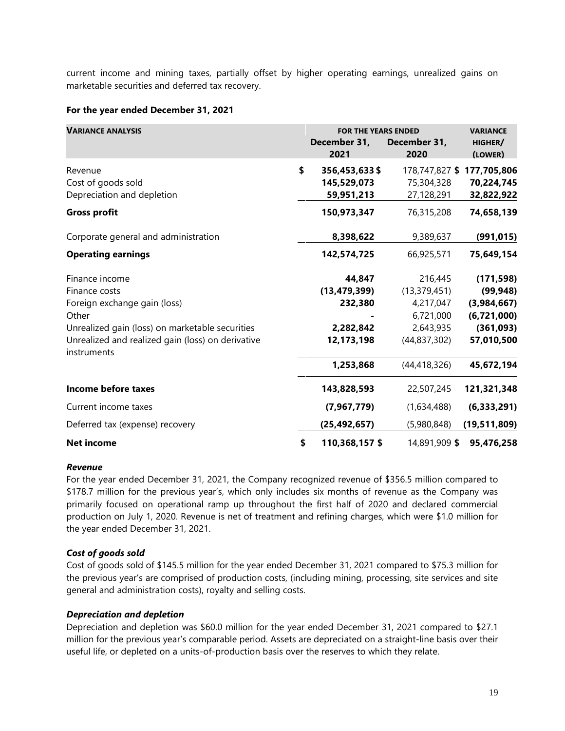current income and mining taxes, partially offset by higher operating earnings, unrealized gains on marketable securities and deferred tax recovery.

**For the year ended December 31, 2021**

| VARIANCE ANALYSIS | FOR THE YEARS ENDED December 31, 2021 | December 31, 2020 | VARIANCE HIGHER/ (LOWER) |
|---|---|---|---|
| Revenue | $ 356,453,633 | $ 178,747,827 | $ 177,705,806 |
| Cost of goods sold | 145,529,073 | 75,304,328 | 70,224,745 |
| Depreciation and depletion | 59,951,213 | 27,128,291 | 32,822,922 |
| **Gross profit** | 150,973,347 | 76,315,208 | 74,658,139 |
| Corporate general and administration | 8,398,622 | 9,389,637 | (991,015) |
| **Operating earnings** | 142,574,725 | 66,925,571 | 75,649,154 |
| Finance income | 44,847 | 216,445 | (171,598) |
| Finance costs | (13,479,399) | (13,379,451) | (99,948) |
| Foreign exchange gain (loss) | 232,380 | 4,217,047 | (3,984,667) |
| Other | - | 6,721,000 | (6,721,000) |
| Unrealized gain (loss) on marketable securities | 2,282,842 | 2,643,935 | (361,093) |
| Unrealized and realized gain (loss) on derivative instruments | 12,173,198 | (44,837,302) | 57,010,500 |
| | 1,253,868 | (44,418,326) | 45,672,194 |
| **Income before taxes** | 143,828,593 | 22,507,245 | 121,321,348 |
| Current income taxes | (7,967,779) | (1,634,488) | (6,333,291) |
| Deferred tax (expense) recovery | (25,492,657) | (5,980,848) | (19,511,809) |
| **Net income** | $ 110,368,157 | $ 14,891,909 | $ 95,476,258 |

***Revenue***

For the year ended December 31, 2021, the Company recognized revenue of $356.5 million compared to $178.7 million for the previous year's, which only includes six months of revenue as the Company was primarily focused on operational ramp up throughout the first half of 2020 and declared commercial production on July 1, 2020. Revenue is net of treatment and refining charges, which were $1.0 million for the year ended December 31, 2021.

***Cost of goods sold***

Cost of goods sold of $145.5 million for the year ended December 31, 2021 compared to $75.3 million for the previous year's are comprised of production costs, (including mining, processing, site services and site general and administration costs), royalty and selling costs.

***Depreciation and depletion***

Depreciation and depletion was $60.0 million for the year ended December 31, 2021 compared to $27.1 million for the previous year's comparable period. Assets are depreciated on a straight-line basis over their useful life, or depleted on a units-of-production basis over the reserves to which they relate.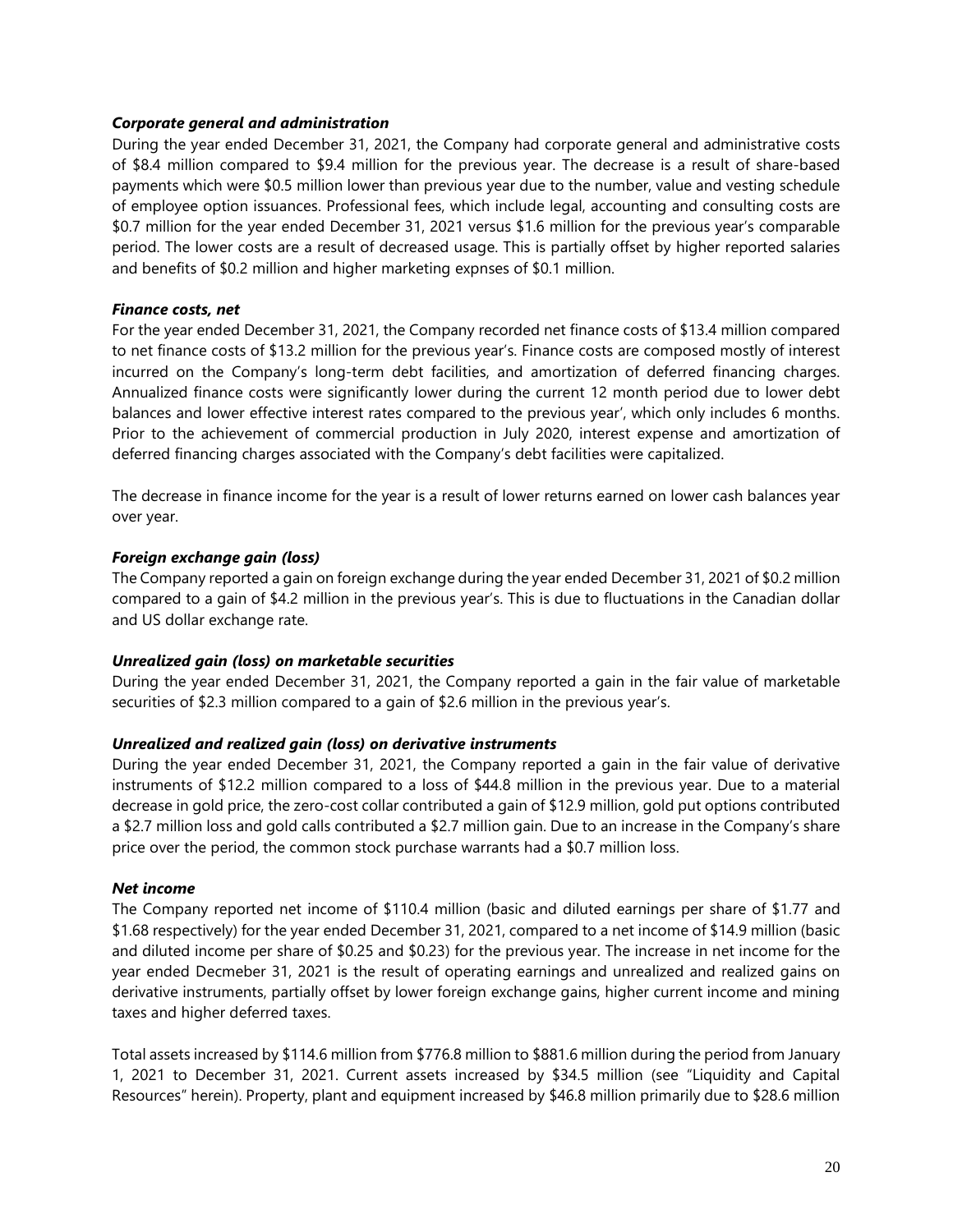***Corporate general and administration***

During the year ended December 31, 2021, the Company had corporate general and administrative costs of $8.4 million compared to $9.4 million for the previous year. The decrease is a result of share-based payments which were $0.5 million lower than previous year due to the number, value and vesting schedule of employee option issuances. Professional fees, which include legal, accounting and consulting costs are $0.7 million for the year ended December 31, 2021 versus $1.6 million for the previous year's comparable period. The lower costs are a result of decreased usage. This is partially offset by higher reported salaries and benefits of $0.2 million and higher marketing expnses of $0.1 million.

***Finance costs, net***

For the year ended December 31, 2021, the Company recorded net finance costs of $13.4 million compared to net finance costs of $13.2 million for the previous year's. Finance costs are composed mostly of interest incurred on the Company's long-term debt facilities, and amortization of deferred financing charges. Annualized finance costs were significantly lower during the current 12 month period due to lower debt balances and lower effective interest rates compared to the previous year', which only includes 6 months. Prior to the achievement of commercial production in July 2020, interest expense and amortization of deferred financing charges associated with the Company's debt facilities were capitalized.

The decrease in finance income for the year is a result of lower returns earned on lower cash balances year over year.

***Foreign exchange gain (loss)***

The Company reported a gain on foreign exchange during the year ended December 31, 2021 of $0.2 million compared to a gain of $4.2 million in the previous year's. This is due to fluctuations in the Canadian dollar and US dollar exchange rate.

***Unrealized gain (loss) on marketable securities***

During the year ended December 31, 2021, the Company reported a gain in the fair value of marketable securities of $2.3 million compared to a gain of $2.6 million in the previous year's.

***Unrealized and realized gain (loss) on derivative instruments***

During the year ended December 31, 2021, the Company reported a gain in the fair value of derivative instruments of $12.2 million compared to a loss of $44.8 million in the previous year. Due to a material decrease in gold price, the zero-cost collar contributed a gain of $12.9 million, gold put options contributed a $2.7 million loss and gold calls contributed a $2.7 million gain. Due to an increase in the Company's share price over the period, the common stock purchase warrants had a $0.7 million loss.

***Net income***

The Company reported net income of $110.4 million (basic and diluted earnings per share of $1.77 and $1.68 respectively) for the year ended December 31, 2021, compared to a net income of $14.9 million (basic and diluted income per share of $0.25 and $0.23) for the previous year. The increase in net income for the year ended Decmeber 31, 2021 is the result of operating earnings and unrealized and realized gains on derivative instruments, partially offset by lower foreign exchange gains, higher current income and mining taxes and higher deferred taxes.

Total assets increased by $114.6 million from $776.8 million to $881.6 million during the period from January 1, 2021 to December 31, 2021. Current assets increased by $34.5 million (see "Liquidity and Capital Resources" herein). Property, plant and equipment increased by $46.8 million primarily due to $28.6 million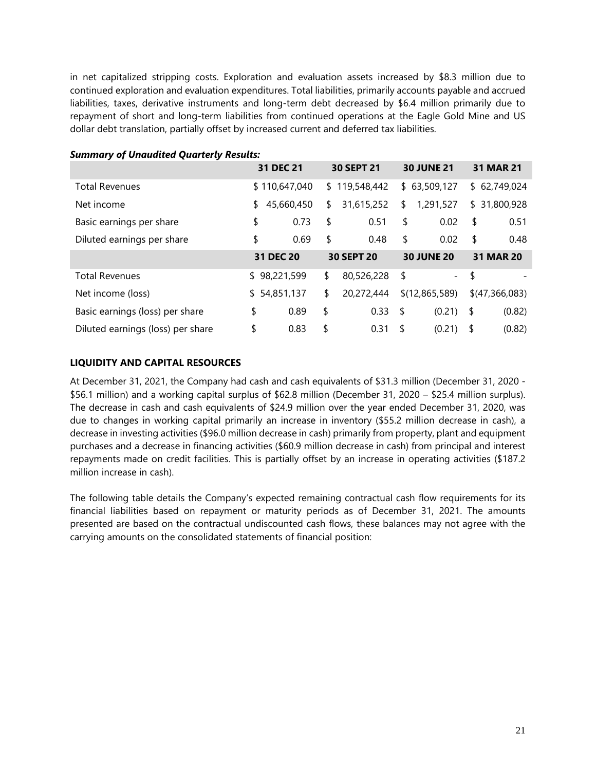in net capitalized stripping costs. Exploration and evaluation assets increased by $8.3 million due to continued exploration and evaluation expenditures. Total liabilities, primarily accounts payable and accrued liabilities, taxes, derivative instruments and long-term debt decreased by $6.4 million primarily due to repayment of short and long-term liabilities from continued operations at the Eagle Gold Mine and US dollar debt translation, partially offset by increased current and deferred tax liabilities.

***Summary of Unaudited Quarterly Results:***

| | 31 DEC 21 | 30 SEPT 21 | 30 JUNE 21 | 31 MAR 21 |
|---|---|---|---|---|
| Total Revenues | $ 110,647,040 | $ 119,548,442 | $ 63,509,127 | $ 62,749,024 |
| Net income | $ 45,660,450 | $ 31,615,252 | $ 1,291,527 | $ 31,800,928 |
| Basic earnings per share | $ 0.73 | $ 0.51 | $ 0.02 | $ 0.51 |
| Diluted earnings per share | $ 0.69 | $ 0.48 | $ 0.02 | $ 0.48 |
| | **31 DEC 20** | **30 SEPT 20** | **30 JUNE 20** | **31 MAR 20** |
| Total Revenues | $ 98,221,599 | $ 80,526,228 | $ - | $ - |
| Net income (loss) | $ 54,851,137 | $ 20,272,444 | $(12,865,589) | $(47,366,083) |
| Basic earnings (loss) per share | $ 0.89 | $ 0.33 | $ (0.21) | $ (0.82) |
| Diluted earnings (loss) per share | $ 0.83 | $ 0.31 | $ (0.21) | $ (0.82) |

**LIQUIDITY AND CAPITAL RESOURCES**

At December 31, 2021, the Company had cash and cash equivalents of $31.3 million (December 31, 2020 - $56.1 million) and a working capital surplus of $62.8 million (December 31, 2020 – $25.4 million surplus). The decrease in cash and cash equivalents of $24.9 million over the year ended December 31, 2020, was due to changes in working capital primarily an increase in inventory ($55.2 million decrease in cash), a decrease in investing activities ($96.0 million decrease in cash) primarily from property, plant and equipment purchases and a decrease in financing activities ($60.9 million decrease in cash) from principal and interest repayments made on credit facilities. This is partially offset by an increase in operating activities ($187.2 million increase in cash).

The following table details the Company's expected remaining contractual cash flow requirements for its financial liabilities based on repayment or maturity periods as of December 31, 2021. The amounts presented are based on the contractual undiscounted cash flows, these balances may not agree with the carrying amounts on the consolidated statements of financial position: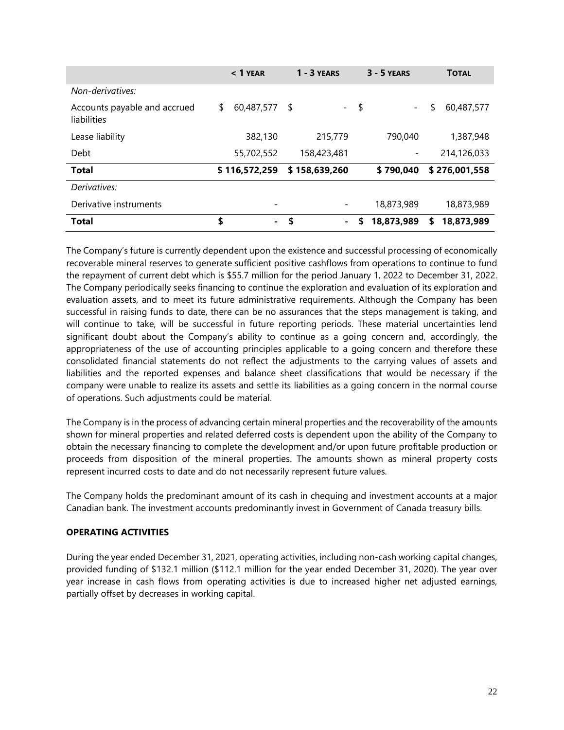| | < 1 YEAR | 1 - 3 YEARS | 3 - 5 YEARS | TOTAL |
|---|---|---|---|---|
| *Non-derivatives:* | | | | |
| Accounts payable and accrued liabilities | $ 60,487,577 | $ - | $ - | $ 60,487,577 |
| Lease liability | 382,130 | 215,779 | 790,040 | 1,387,948 |
| Debt | 55,702,552 | 158,423,481 | - | 214,126,033 |
| **Total** | **$ 116,572,259** | **$ 158,639,260** | **$ 790,040** | **$ 276,001,558** |
| *Derivatives:* | | | | |
| Derivative instruments | - | - | 18,873,989 | 18,873,989 |
| **Total** | **$ -** | **$ -** | **$ 18,873,989** | **$ 18,873,989** |

The Company's future is currently dependent upon the existence and successful processing of economically recoverable mineral reserves to generate sufficient positive cashflows from operations to continue to fund the repayment of current debt which is $55.7 million for the period January 1, 2022 to December 31, 2022. The Company periodically seeks financing to continue the exploration and evaluation of its exploration and evaluation assets, and to meet its future administrative requirements. Although the Company has been successful in raising funds to date, there can be no assurances that the steps management is taking, and will continue to take, will be successful in future reporting periods. These material uncertainties lend significant doubt about the Company's ability to continue as a going concern and, accordingly, the appropriateness of the use of accounting principles applicable to a going concern and therefore these consolidated financial statements do not reflect the adjustments to the carrying values of assets and liabilities and the reported expenses and balance sheet classifications that would be necessary if the company were unable to realize its assets and settle its liabilities as a going concern in the normal course of operations. Such adjustments could be material.

The Company is in the process of advancing certain mineral properties and the recoverability of the amounts shown for mineral properties and related deferred costs is dependent upon the ability of the Company to obtain the necessary financing to complete the development and/or upon future profitable production or proceeds from disposition of the mineral properties. The amounts shown as mineral property costs represent incurred costs to date and do not necessarily represent future values.

The Company holds the predominant amount of its cash in chequing and investment accounts at a major Canadian bank. The investment accounts predominantly invest in Government of Canada treasury bills.

**OPERATING ACTIVITIES**

During the year ended December 31, 2021, operating activities, including non-cash working capital changes, provided funding of $132.1 million ($112.1 million for the year ended December 31, 2020). The year over year increase in cash flows from operating activities is due to increased higher net adjusted earnings, partially offset by decreases in working capital.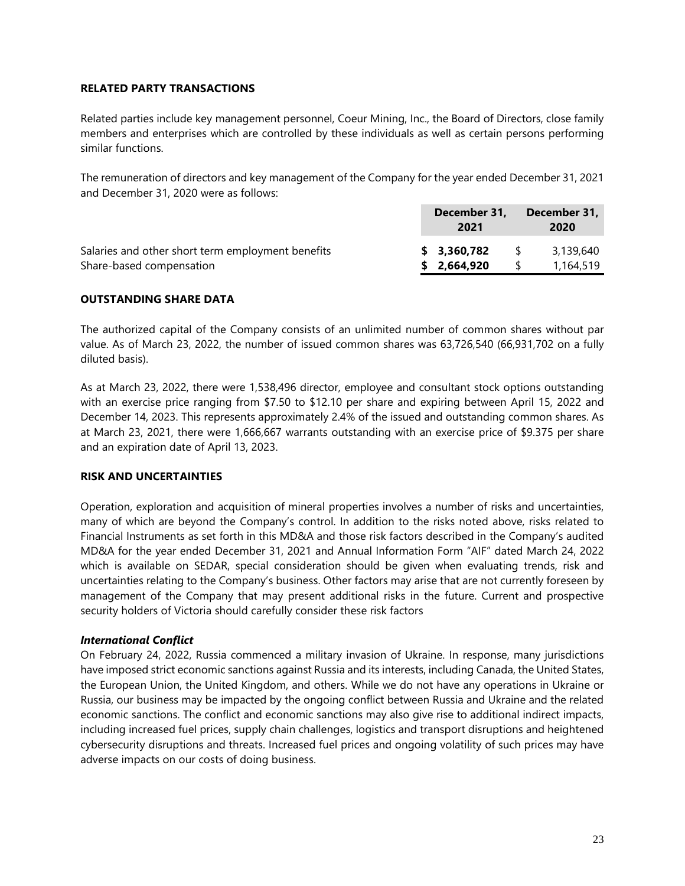## RELATED PARTY TRANSACTIONS

Related parties include key management personnel, Coeur Mining, Inc., the Board of Directors, close family members and enterprises which are controlled by these individuals as well as certain persons performing similar functions.

The remuneration of directors and key management of the Company for the year ended December 31, 2021 and December 31, 2020 were as follows:

| | December 31, 2021 | December 31, 2020 |
|---|---|---|
| Salaries and other short term employment benefits | **$ 3,360,782** | $ 3,139,640 |
| Share-based compensation | **$ 2,664,920** | $ 1,164,519 |

## OUTSTANDING SHARE DATA

The authorized capital of the Company consists of an unlimited number of common shares without par value. As of March 23, 2022, the number of issued common shares was 63,726,540 (66,931,702 on a fully diluted basis).

As at March 23, 2022, there were 1,538,496 director, employee and consultant stock options outstanding with an exercise price ranging from $7.50 to $12.10 per share and expiring between April 15, 2022 and December 14, 2023. This represents approximately 2.4% of the issued and outstanding common shares. As at March 23, 2021, there were 1,666,667 warrants outstanding with an exercise price of $9.375 per share and an expiration date of April 13, 2023.

## RISK AND UNCERTAINTIES

Operation, exploration and acquisition of mineral properties involves a number of risks and uncertainties, many of which are beyond the Company's control. In addition to the risks noted above, risks related to Financial Instruments as set forth in this MD&A and those risk factors described in the Company's audited MD&A for the year ended December 31, 2021 and Annual Information Form "AIF" dated March 24, 2022 which is available on SEDAR, special consideration should be given when evaluating trends, risk and uncertainties relating to the Company's business. Other factors may arise that are not currently foreseen by management of the Company that may present additional risks in the future. Current and prospective security holders of Victoria should carefully consider these risk factors

### *International Conflict*

On February 24, 2022, Russia commenced a military invasion of Ukraine. In response, many jurisdictions have imposed strict economic sanctions against Russia and its interests, including Canada, the United States, the European Union, the United Kingdom, and others. While we do not have any operations in Ukraine or Russia, our business may be impacted by the ongoing conflict between Russia and Ukraine and the related economic sanctions. The conflict and economic sanctions may also give rise to additional indirect impacts, including increased fuel prices, supply chain challenges, logistics and transport disruptions and heightened cybersecurity disruptions and threats. Increased fuel prices and ongoing volatility of such prices may have adverse impacts on our costs of doing business.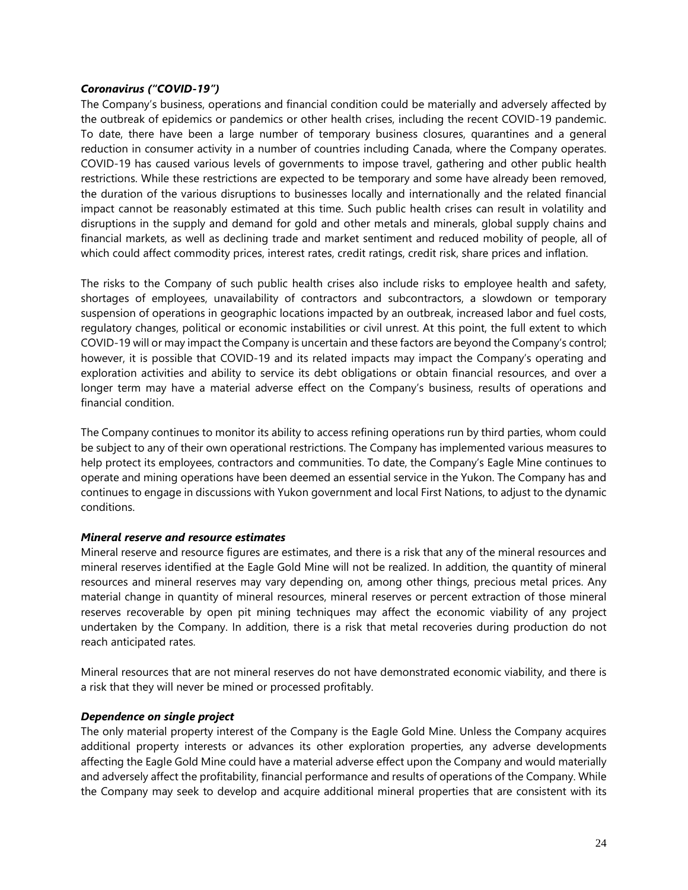***Coronavirus ("COVID-19")***

The Company's business, operations and financial condition could be materially and adversely affected by the outbreak of epidemics or pandemics or other health crises, including the recent COVID-19 pandemic. To date, there have been a large number of temporary business closures, quarantines and a general reduction in consumer activity in a number of countries including Canada, where the Company operates. COVID-19 has caused various levels of governments to impose travel, gathering and other public health restrictions. While these restrictions are expected to be temporary and some have already been removed, the duration of the various disruptions to businesses locally and internationally and the related financial impact cannot be reasonably estimated at this time. Such public health crises can result in volatility and disruptions in the supply and demand for gold and other metals and minerals, global supply chains and financial markets, as well as declining trade and market sentiment and reduced mobility of people, all of which could affect commodity prices, interest rates, credit ratings, credit risk, share prices and inflation.

The risks to the Company of such public health crises also include risks to employee health and safety, shortages of employees, unavailability of contractors and subcontractors, a slowdown or temporary suspension of operations in geographic locations impacted by an outbreak, increased labor and fuel costs, regulatory changes, political or economic instabilities or civil unrest. At this point, the full extent to which COVID-19 will or may impact the Company is uncertain and these factors are beyond the Company's control; however, it is possible that COVID-19 and its related impacts may impact the Company's operating and exploration activities and ability to service its debt obligations or obtain financial resources, and over a longer term may have a material adverse effect on the Company's business, results of operations and financial condition.

The Company continues to monitor its ability to access refining operations run by third parties, whom could be subject to any of their own operational restrictions. The Company has implemented various measures to help protect its employees, contractors and communities. To date, the Company's Eagle Mine continues to operate and mining operations have been deemed an essential service in the Yukon. The Company has and continues to engage in discussions with Yukon government and local First Nations, to adjust to the dynamic conditions.

***Mineral reserve and resource estimates***

Mineral reserve and resource figures are estimates, and there is a risk that any of the mineral resources and mineral reserves identified at the Eagle Gold Mine will not be realized. In addition, the quantity of mineral resources and mineral reserves may vary depending on, among other things, precious metal prices. Any material change in quantity of mineral resources, mineral reserves or percent extraction of those mineral reserves recoverable by open pit mining techniques may affect the economic viability of any project undertaken by the Company. In addition, there is a risk that metal recoveries during production do not reach anticipated rates.

Mineral resources that are not mineral reserves do not have demonstrated economic viability, and there is a risk that they will never be mined or processed profitably.

***Dependence on single project***

The only material property interest of the Company is the Eagle Gold Mine. Unless the Company acquires additional property interests or advances its other exploration properties, any adverse developments affecting the Eagle Gold Mine could have a material adverse effect upon the Company and would materially and adversely affect the profitability, financial performance and results of operations of the Company. While the Company may seek to develop and acquire additional mineral properties that are consistent with its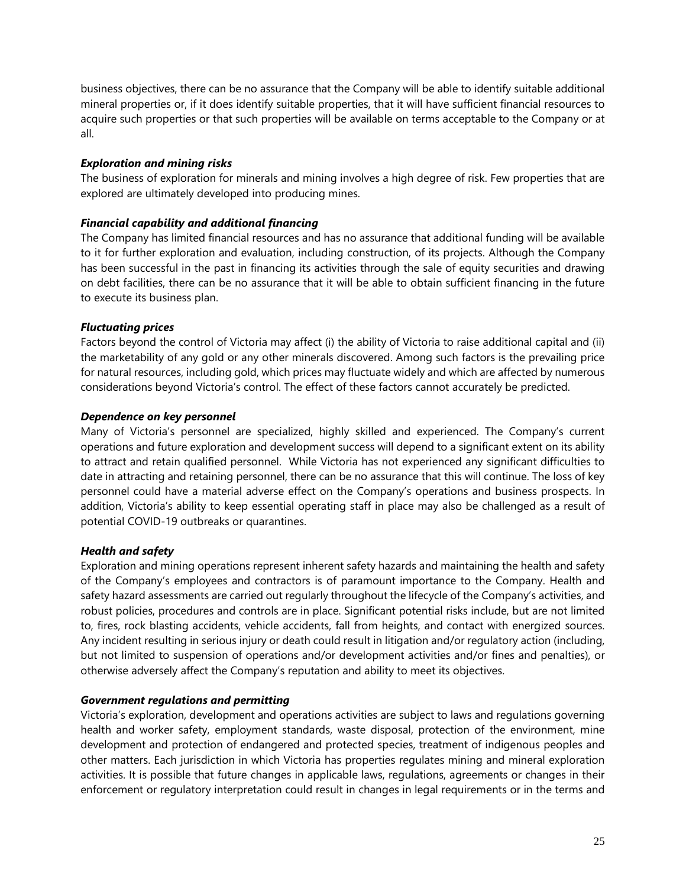business objectives, there can be no assurance that the Company will be able to identify suitable additional mineral properties or, if it does identify suitable properties, that it will have sufficient financial resources to acquire such properties or that such properties will be available on terms acceptable to the Company or at all.

***Exploration and mining risks***

The business of exploration for minerals and mining involves a high degree of risk. Few properties that are explored are ultimately developed into producing mines.

***Financial capability and additional financing***

The Company has limited financial resources and has no assurance that additional funding will be available to it for further exploration and evaluation, including construction, of its projects. Although the Company has been successful in the past in financing its activities through the sale of equity securities and drawing on debt facilities, there can be no assurance that it will be able to obtain sufficient financing in the future to execute its business plan.

***Fluctuating prices***

Factors beyond the control of Victoria may affect (i) the ability of Victoria to raise additional capital and (ii) the marketability of any gold or any other minerals discovered. Among such factors is the prevailing price for natural resources, including gold, which prices may fluctuate widely and which are affected by numerous considerations beyond Victoria's control. The effect of these factors cannot accurately be predicted.

***Dependence on key personnel***

Many of Victoria's personnel are specialized, highly skilled and experienced. The Company's current operations and future exploration and development success will depend to a significant extent on its ability to attract and retain qualified personnel. While Victoria has not experienced any significant difficulties to date in attracting and retaining personnel, there can be no assurance that this will continue. The loss of key personnel could have a material adverse effect on the Company's operations and business prospects. In addition, Victoria's ability to keep essential operating staff in place may also be challenged as a result of potential COVID-19 outbreaks or quarantines.

***Health and safety***

Exploration and mining operations represent inherent safety hazards and maintaining the health and safety of the Company's employees and contractors is of paramount importance to the Company. Health and safety hazard assessments are carried out regularly throughout the lifecycle of the Company's activities, and robust policies, procedures and controls are in place. Significant potential risks include, but are not limited to, fires, rock blasting accidents, vehicle accidents, fall from heights, and contact with energized sources. Any incident resulting in serious injury or death could result in litigation and/or regulatory action (including, but not limited to suspension of operations and/or development activities and/or fines and penalties), or otherwise adversely affect the Company's reputation and ability to meet its objectives.

***Government regulations and permitting***

Victoria's exploration, development and operations activities are subject to laws and regulations governing health and worker safety, employment standards, waste disposal, protection of the environment, mine development and protection of endangered and protected species, treatment of indigenous peoples and other matters. Each jurisdiction in which Victoria has properties regulates mining and mineral exploration activities. It is possible that future changes in applicable laws, regulations, agreements or changes in their enforcement or regulatory interpretation could result in changes in legal requirements or in the terms and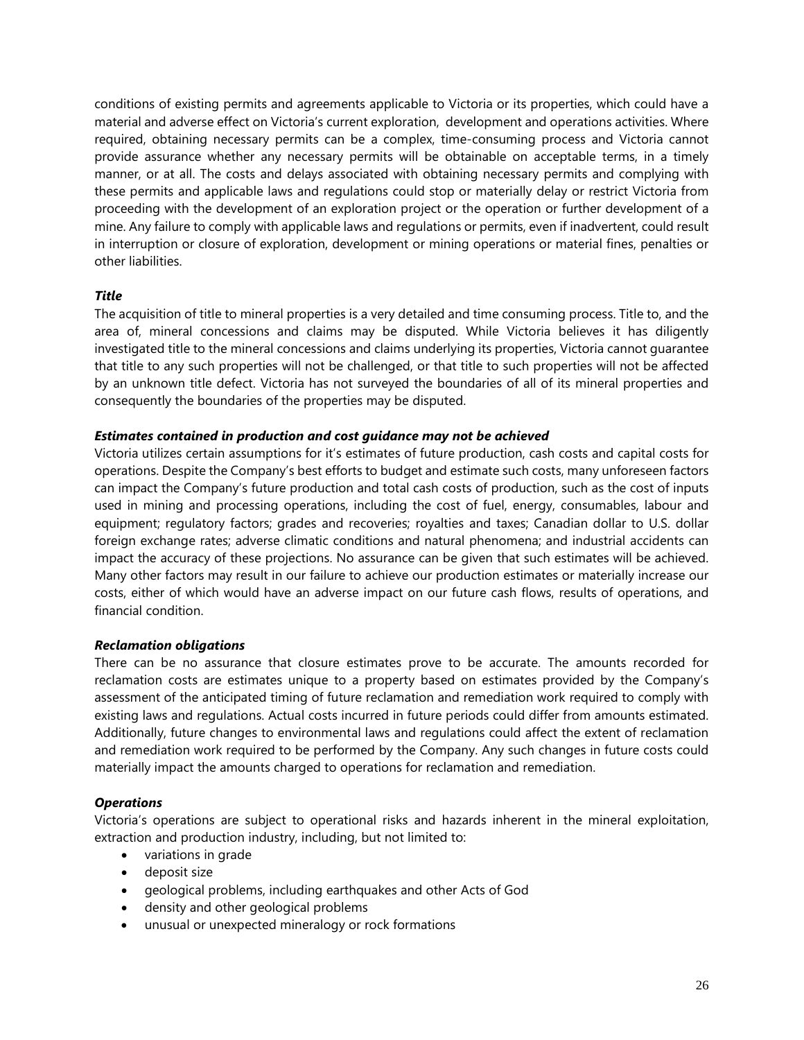conditions of existing permits and agreements applicable to Victoria or its properties, which could have a material and adverse effect on Victoria's current exploration, development and operations activities. Where required, obtaining necessary permits can be a complex, time-consuming process and Victoria cannot provide assurance whether any necessary permits will be obtainable on acceptable terms, in a timely manner, or at all. The costs and delays associated with obtaining necessary permits and complying with these permits and applicable laws and regulations could stop or materially delay or restrict Victoria from proceeding with the development of an exploration project or the operation or further development of a mine. Any failure to comply with applicable laws and regulations or permits, even if inadvertent, could result in interruption or closure of exploration, development or mining operations or material fines, penalties or other liabilities.

***Title***

The acquisition of title to mineral properties is a very detailed and time consuming process. Title to, and the area of, mineral concessions and claims may be disputed. While Victoria believes it has diligently investigated title to the mineral concessions and claims underlying its properties, Victoria cannot guarantee that title to any such properties will not be challenged, or that title to such properties will not be affected by an unknown title defect. Victoria has not surveyed the boundaries of all of its mineral properties and consequently the boundaries of the properties may be disputed.

***Estimates contained in production and cost guidance may not be achieved***

Victoria utilizes certain assumptions for it's estimates of future production, cash costs and capital costs for operations. Despite the Company's best efforts to budget and estimate such costs, many unforeseen factors can impact the Company's future production and total cash costs of production, such as the cost of inputs used in mining and processing operations, including the cost of fuel, energy, consumables, labour and equipment; regulatory factors; grades and recoveries; royalties and taxes; Canadian dollar to U.S. dollar foreign exchange rates; adverse climatic conditions and natural phenomena; and industrial accidents can impact the accuracy of these projections. No assurance can be given that such estimates will be achieved. Many other factors may result in our failure to achieve our production estimates or materially increase our costs, either of which would have an adverse impact on our future cash flows, results of operations, and financial condition.

***Reclamation obligations***

There can be no assurance that closure estimates prove to be accurate. The amounts recorded for reclamation costs are estimates unique to a property based on estimates provided by the Company's assessment of the anticipated timing of future reclamation and remediation work required to comply with existing laws and regulations. Actual costs incurred in future periods could differ from amounts estimated. Additionally, future changes to environmental laws and regulations could affect the extent of reclamation and remediation work required to be performed by the Company. Any such changes in future costs could materially impact the amounts charged to operations for reclamation and remediation.

***Operations***

Victoria's operations are subject to operational risks and hazards inherent in the mineral exploitation, extraction and production industry, including, but not limited to:

- variations in grade
- deposit size
- geological problems, including earthquakes and other Acts of God
- density and other geological problems
- unusual or unexpected mineralogy or rock formations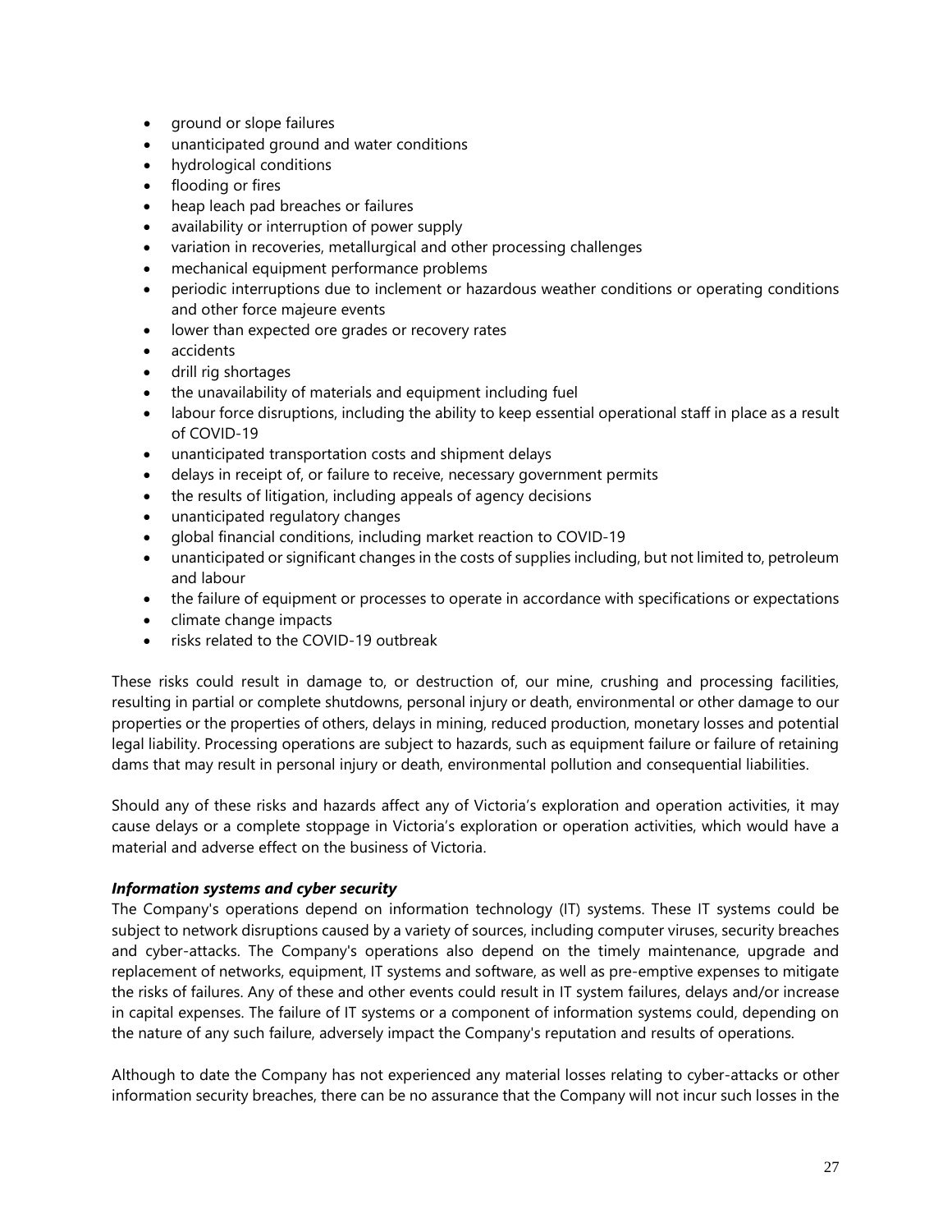- ground or slope failures
- unanticipated ground and water conditions
- hydrological conditions
- flooding or fires
- heap leach pad breaches or failures
- availability or interruption of power supply
- variation in recoveries, metallurgical and other processing challenges
- mechanical equipment performance problems
- periodic interruptions due to inclement or hazardous weather conditions or operating conditions and other force majeure events
- lower than expected ore grades or recovery rates
- accidents
- drill rig shortages
- the unavailability of materials and equipment including fuel
- labour force disruptions, including the ability to keep essential operational staff in place as a result of COVID-19
- unanticipated transportation costs and shipment delays
- delays in receipt of, or failure to receive, necessary government permits
- the results of litigation, including appeals of agency decisions
- unanticipated regulatory changes
- global financial conditions, including market reaction to COVID-19
- unanticipated or significant changes in the costs of supplies including, but not limited to, petroleum and labour
- the failure of equipment or processes to operate in accordance with specifications or expectations
- climate change impacts
- risks related to the COVID-19 outbreak

These risks could result in damage to, or destruction of, our mine, crushing and processing facilities, resulting in partial or complete shutdowns, personal injury or death, environmental or other damage to our properties or the properties of others, delays in mining, reduced production, monetary losses and potential legal liability. Processing operations are subject to hazards, such as equipment failure or failure of retaining dams that may result in personal injury or death, environmental pollution and consequential liabilities.

Should any of these risks and hazards affect any of Victoria's exploration and operation activities, it may cause delays or a complete stoppage in Victoria's exploration or operation activities, which would have a material and adverse effect on the business of Victoria.

***Information systems and cyber security***

The Company's operations depend on information technology (IT) systems. These IT systems could be subject to network disruptions caused by a variety of sources, including computer viruses, security breaches and cyber-attacks. The Company's operations also depend on the timely maintenance, upgrade and replacement of networks, equipment, IT systems and software, as well as pre-emptive expenses to mitigate the risks of failures. Any of these and other events could result in IT system failures, delays and/or increase in capital expenses. The failure of IT systems or a component of information systems could, depending on the nature of any such failure, adversely impact the Company's reputation and results of operations.

Although to date the Company has not experienced any material losses relating to cyber-attacks or other information security breaches, there can be no assurance that the Company will not incur such losses in the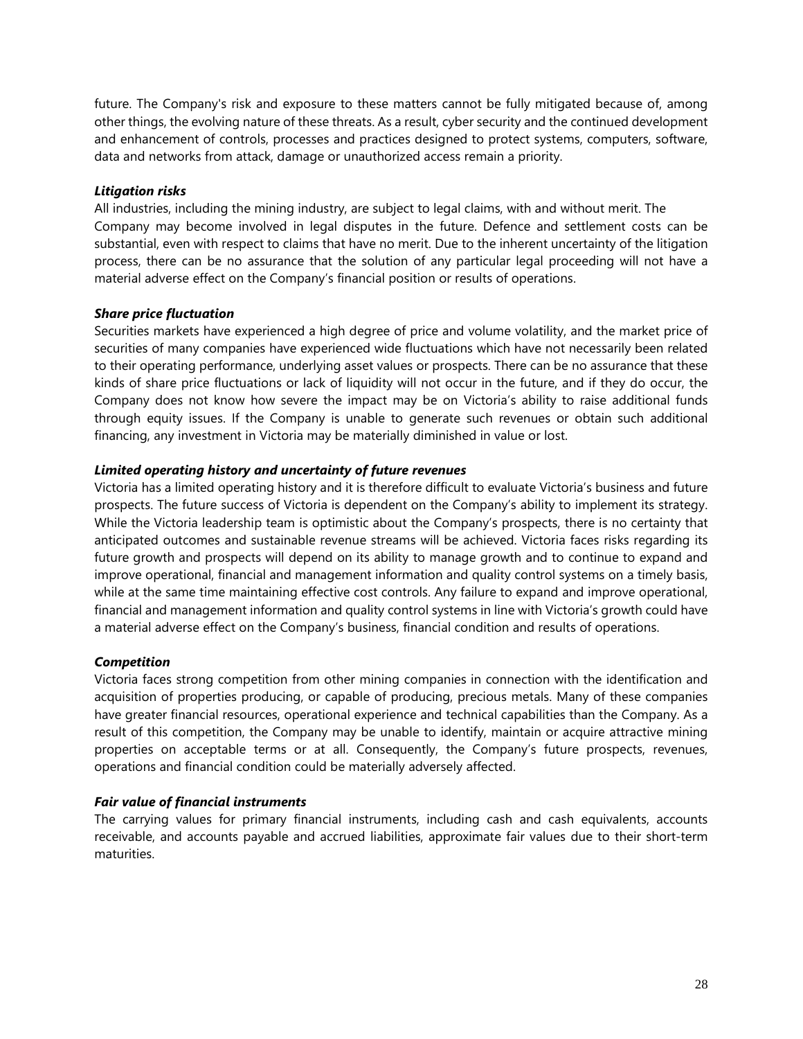future. The Company's risk and exposure to these matters cannot be fully mitigated because of, among other things, the evolving nature of these threats. As a result, cyber security and the continued development and enhancement of controls, processes and practices designed to protect systems, computers, software, data and networks from attack, damage or unauthorized access remain a priority.

***Litigation risks***

All industries, including the mining industry, are subject to legal claims, with and without merit. The Company may become involved in legal disputes in the future. Defence and settlement costs can be substantial, even with respect to claims that have no merit. Due to the inherent uncertainty of the litigation process, there can be no assurance that the solution of any particular legal proceeding will not have a material adverse effect on the Company's financial position or results of operations.

***Share price fluctuation***

Securities markets have experienced a high degree of price and volume volatility, and the market price of securities of many companies have experienced wide fluctuations which have not necessarily been related to their operating performance, underlying asset values or prospects. There can be no assurance that these kinds of share price fluctuations or lack of liquidity will not occur in the future, and if they do occur, the Company does not know how severe the impact may be on Victoria's ability to raise additional funds through equity issues. If the Company is unable to generate such revenues or obtain such additional financing, any investment in Victoria may be materially diminished in value or lost.

***Limited operating history and uncertainty of future revenues***

Victoria has a limited operating history and it is therefore difficult to evaluate Victoria's business and future prospects. The future success of Victoria is dependent on the Company's ability to implement its strategy. While the Victoria leadership team is optimistic about the Company's prospects, there is no certainty that anticipated outcomes and sustainable revenue streams will be achieved. Victoria faces risks regarding its future growth and prospects will depend on its ability to manage growth and to continue to expand and improve operational, financial and management information and quality control systems on a timely basis, while at the same time maintaining effective cost controls. Any failure to expand and improve operational, financial and management information and quality control systems in line with Victoria's growth could have a material adverse effect on the Company's business, financial condition and results of operations.

***Competition***

Victoria faces strong competition from other mining companies in connection with the identification and acquisition of properties producing, or capable of producing, precious metals. Many of these companies have greater financial resources, operational experience and technical capabilities than the Company. As a result of this competition, the Company may be unable to identify, maintain or acquire attractive mining properties on acceptable terms or at all. Consequently, the Company's future prospects, revenues, operations and financial condition could be materially adversely affected.

***Fair value of financial instruments***

The carrying values for primary financial instruments, including cash and cash equivalents, accounts receivable, and accounts payable and accrued liabilities, approximate fair values due to their short-term maturities.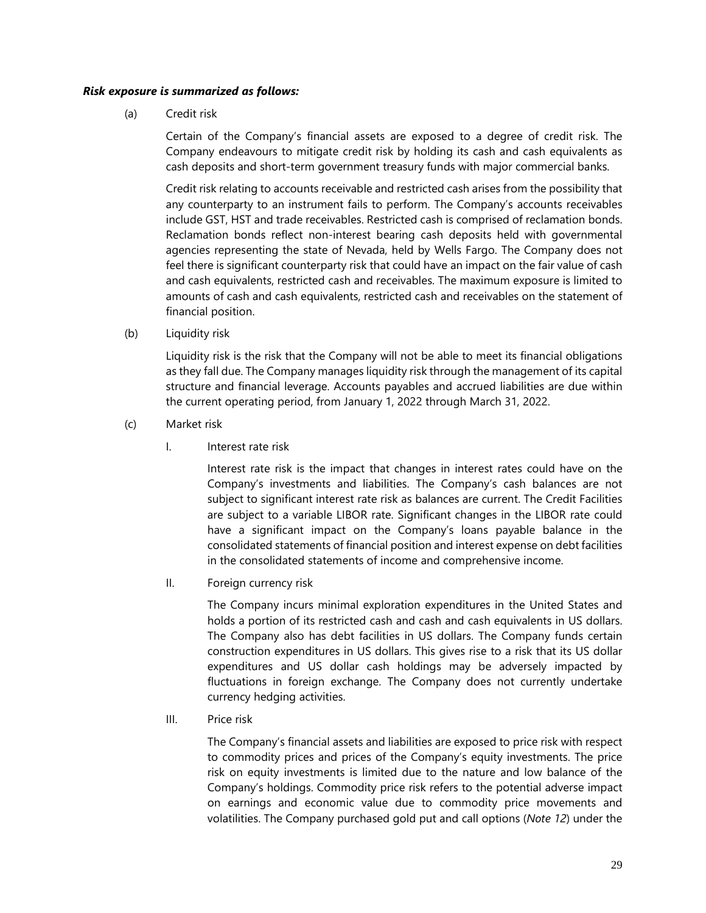***Risk exposure is summarized as follows:***

(a) Credit risk

Certain of the Company's financial assets are exposed to a degree of credit risk. The Company endeavours to mitigate credit risk by holding its cash and cash equivalents as cash deposits and short-term government treasury funds with major commercial banks.

Credit risk relating to accounts receivable and restricted cash arises from the possibility that any counterparty to an instrument fails to perform. The Company's accounts receivables include GST, HST and trade receivables. Restricted cash is comprised of reclamation bonds. Reclamation bonds reflect non-interest bearing cash deposits held with governmental agencies representing the state of Nevada, held by Wells Fargo. The Company does not feel there is significant counterparty risk that could have an impact on the fair value of cash and cash equivalents, restricted cash and receivables. The maximum exposure is limited to amounts of cash and cash equivalents, restricted cash and receivables on the statement of financial position.

(b) Liquidity risk

Liquidity risk is the risk that the Company will not be able to meet its financial obligations as they fall due. The Company manages liquidity risk through the management of its capital structure and financial leverage. Accounts payables and accrued liabilities are due within the current operating period, from January 1, 2022 through March 31, 2022.

(c) Market risk

I. Interest rate risk

Interest rate risk is the impact that changes in interest rates could have on the Company's investments and liabilities. The Company's cash balances are not subject to significant interest rate risk as balances are current. The Credit Facilities are subject to a variable LIBOR rate. Significant changes in the LIBOR rate could have a significant impact on the Company's loans payable balance in the consolidated statements of financial position and interest expense on debt facilities in the consolidated statements of income and comprehensive income.

II. Foreign currency risk

The Company incurs minimal exploration expenditures in the United States and holds a portion of its restricted cash and cash and cash equivalents in US dollars. The Company also has debt facilities in US dollars. The Company funds certain construction expenditures in US dollars. This gives rise to a risk that its US dollar expenditures and US dollar cash holdings may be adversely impacted by fluctuations in foreign exchange. The Company does not currently undertake currency hedging activities.

III. Price risk

The Company's financial assets and liabilities are exposed to price risk with respect to commodity prices and prices of the Company's equity investments. The price risk on equity investments is limited due to the nature and low balance of the Company's holdings. Commodity price risk refers to the potential adverse impact on earnings and economic value due to commodity price movements and volatilities. The Company purchased gold put and call options (*Note 12*) under the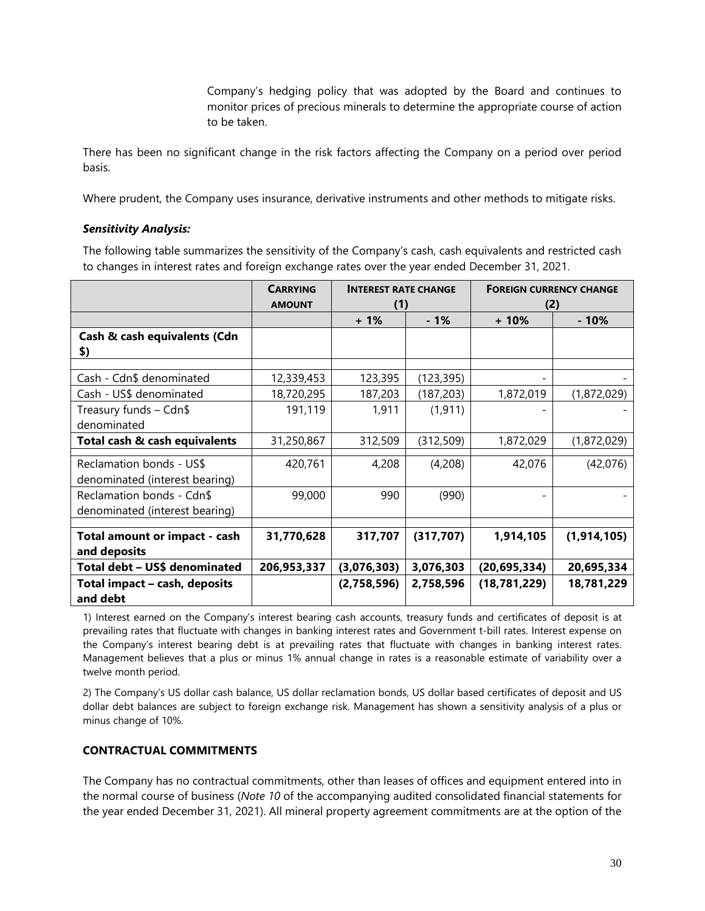Company's hedging policy that was adopted by the Board and continues to monitor prices of precious minerals to determine the appropriate course of action to be taken.

There has been no significant change in the risk factors affecting the Company on a period over period basis.

Where prudent, the Company uses insurance, derivative instruments and other methods to mitigate risks.

***Sensitivity Analysis:***

The following table summarizes the sensitivity of the Company's cash, cash equivalents and restricted cash to changes in interest rates and foreign exchange rates over the year ended December 31, 2021.

| | CARRYING AMOUNT | INTEREST RATE CHANGE (1) | | FOREIGN CURRENCY CHANGE (2) | |
|---|---|---|---|---|---|
| | | + 1% | - 1% | + 10% | - 10% |
| **Cash & cash equivalents (Cdn $)** | | | | | |
| Cash - Cdn$ denominated | 12,339,453 | 123,395 | (123,395) | - | - |
| Cash - US$ denominated | 18,720,295 | 187,203 | (187,203) | 1,872,019 | (1,872,029) |
| Treasury funds – Cdn$ denominated | 191,119 | 1,911 | (1,911) | - | - |
| **Total cash & cash equivalents** | 31,250,867 | 312,509 | (312,509) | 1,872,029 | (1,872,029) |
| Reclamation bonds - US$ denominated (interest bearing) | 420,761 | 4,208 | (4,208) | 42,076 | (42,076) |
| Reclamation bonds - Cdn$ denominated (interest bearing) | 99,000 | 990 | (990) | - | - |
| **Total amount or impact - cash and deposits** | **31,770,628** | **317,707** | **(317,707)** | **1,914,105** | **(1,914,105)** |
| **Total debt – US$ denominated** | **206,953,337** | **(3,076,303)** | **3,076,303** | **(20,695,334)** | **20,695,334** |
| **Total impact – cash, deposits and debt** | | **(2,758,596)** | **2,758,596** | **(18,781,229)** | **18,781,229** |

1) Interest earned on the Company's interest bearing cash accounts, treasury funds and certificates of deposit is at prevailing rates that fluctuate with changes in banking interest rates and Government t-bill rates. Interest expense on the Company's interest bearing debt is at prevailing rates that fluctuate with changes in banking interest rates. Management believes that a plus or minus 1% annual change in rates is a reasonable estimate of variability over a twelve month period.

2) The Company's US dollar cash balance, US dollar reclamation bonds, US dollar based certificates of deposit and US dollar debt balances are subject to foreign exchange risk. Management has shown a sensitivity analysis of a plus or minus change of 10%.

## CONTRACTUAL COMMITMENTS

The Company has no contractual commitments, other than leases of offices and equipment entered into in the normal course of business (*Note 10* of the accompanying audited consolidated financial statements for the year ended December 31, 2021). All mineral property agreement commitments are at the option of the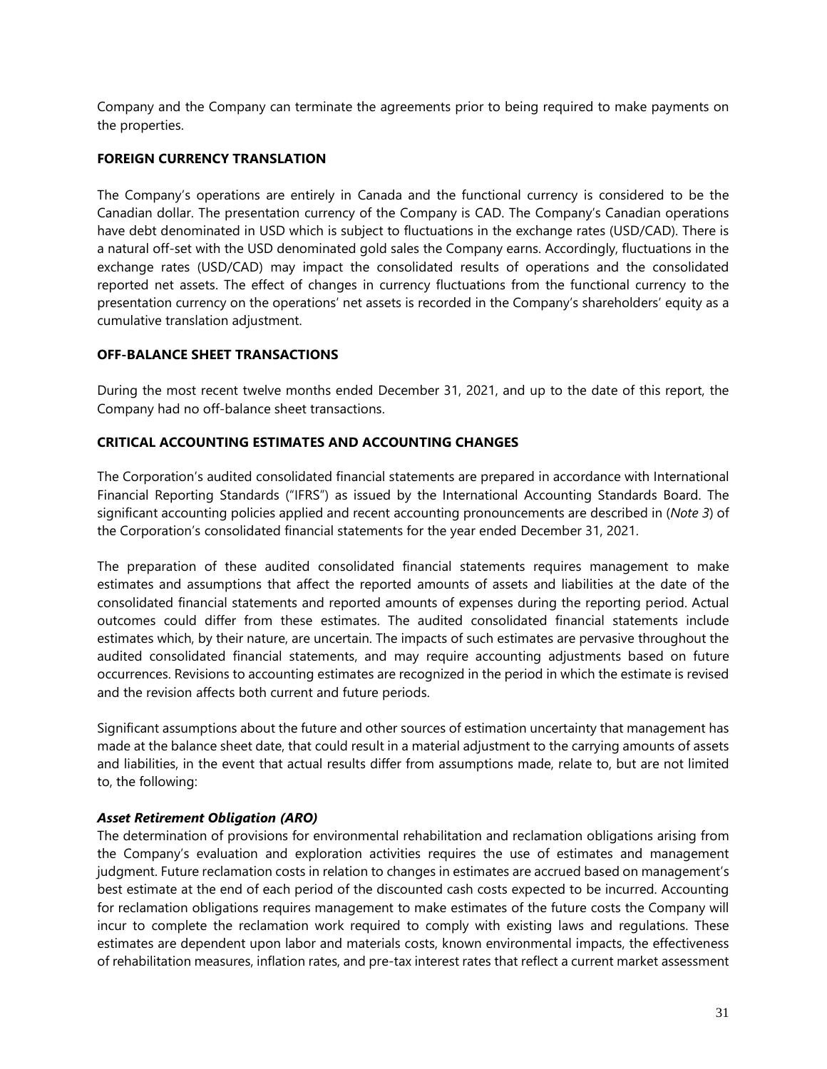Company and the Company can terminate the agreements prior to being required to make payments on the properties.

## FOREIGN CURRENCY TRANSLATION

The Company's operations are entirely in Canada and the functional currency is considered to be the Canadian dollar. The presentation currency of the Company is CAD. The Company's Canadian operations have debt denominated in USD which is subject to fluctuations in the exchange rates (USD/CAD). There is a natural off-set with the USD denominated gold sales the Company earns. Accordingly, fluctuations in the exchange rates (USD/CAD) may impact the consolidated results of operations and the consolidated reported net assets. The effect of changes in currency fluctuations from the functional currency to the presentation currency on the operations' net assets is recorded in the Company's shareholders' equity as a cumulative translation adjustment.

## OFF-BALANCE SHEET TRANSACTIONS

During the most recent twelve months ended December 31, 2021, and up to the date of this report, the Company had no off-balance sheet transactions.

## CRITICAL ACCOUNTING ESTIMATES AND ACCOUNTING CHANGES

The Corporation's audited consolidated financial statements are prepared in accordance with International Financial Reporting Standards ("IFRS") as issued by the International Accounting Standards Board. The significant accounting policies applied and recent accounting pronouncements are described in (*Note 3*) of the Corporation's consolidated financial statements for the year ended December 31, 2021.

The preparation of these audited consolidated financial statements requires management to make estimates and assumptions that affect the reported amounts of assets and liabilities at the date of the consolidated financial statements and reported amounts of expenses during the reporting period. Actual outcomes could differ from these estimates. The audited consolidated financial statements include estimates which, by their nature, are uncertain. The impacts of such estimates are pervasive throughout the audited consolidated financial statements, and may require accounting adjustments based on future occurrences. Revisions to accounting estimates are recognized in the period in which the estimate is revised and the revision affects both current and future periods.

Significant assumptions about the future and other sources of estimation uncertainty that management has made at the balance sheet date, that could result in a material adjustment to the carrying amounts of assets and liabilities, in the event that actual results differ from assumptions made, relate to, but are not limited to, the following:

***Asset Retirement Obligation (ARO)***

The determination of provisions for environmental rehabilitation and reclamation obligations arising from the Company's evaluation and exploration activities requires the use of estimates and management judgment. Future reclamation costs in relation to changes in estimates are accrued based on management's best estimate at the end of each period of the discounted cash costs expected to be incurred. Accounting for reclamation obligations requires management to make estimates of the future costs the Company will incur to complete the reclamation work required to comply with existing laws and regulations. These estimates are dependent upon labor and materials costs, known environmental impacts, the effectiveness of rehabilitation measures, inflation rates, and pre-tax interest rates that reflect a current market assessment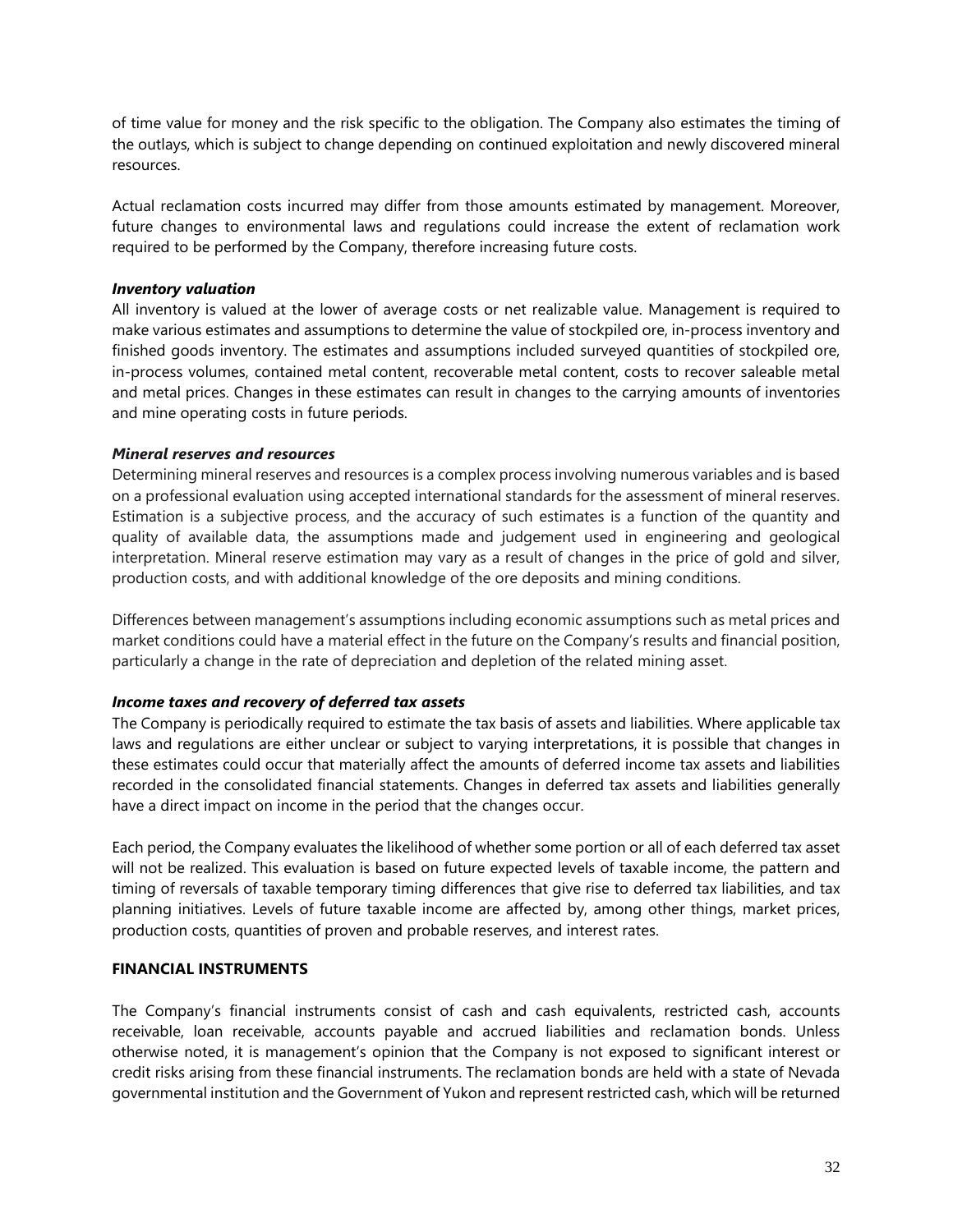of time value for money and the risk specific to the obligation. The Company also estimates the timing of the outlays, which is subject to change depending on continued exploitation and newly discovered mineral resources.

Actual reclamation costs incurred may differ from those amounts estimated by management. Moreover, future changes to environmental laws and regulations could increase the extent of reclamation work required to be performed by the Company, therefore increasing future costs.

***Inventory valuation***

All inventory is valued at the lower of average costs or net realizable value. Management is required to make various estimates and assumptions to determine the value of stockpiled ore, in-process inventory and finished goods inventory. The estimates and assumptions included surveyed quantities of stockpiled ore, in-process volumes, contained metal content, recoverable metal content, costs to recover saleable metal and metal prices. Changes in these estimates can result in changes to the carrying amounts of inventories and mine operating costs in future periods.

***Mineral reserves and resources***

Determining mineral reserves and resources is a complex process involving numerous variables and is based on a professional evaluation using accepted international standards for the assessment of mineral reserves. Estimation is a subjective process, and the accuracy of such estimates is a function of the quantity and quality of available data, the assumptions made and judgement used in engineering and geological interpretation. Mineral reserve estimation may vary as a result of changes in the price of gold and silver, production costs, and with additional knowledge of the ore deposits and mining conditions.

Differences between management's assumptions including economic assumptions such as metal prices and market conditions could have a material effect in the future on the Company's results and financial position, particularly a change in the rate of depreciation and depletion of the related mining asset.

***Income taxes and recovery of deferred tax assets***

The Company is periodically required to estimate the tax basis of assets and liabilities. Where applicable tax laws and regulations are either unclear or subject to varying interpretations, it is possible that changes in these estimates could occur that materially affect the amounts of deferred income tax assets and liabilities recorded in the consolidated financial statements. Changes in deferred tax assets and liabilities generally have a direct impact on income in the period that the changes occur.

Each period, the Company evaluates the likelihood of whether some portion or all of each deferred tax asset will not be realized. This evaluation is based on future expected levels of taxable income, the pattern and timing of reversals of taxable temporary timing differences that give rise to deferred tax liabilities, and tax planning initiatives. Levels of future taxable income are affected by, among other things, market prices, production costs, quantities of proven and probable reserves, and interest rates.

## FINANCIAL INSTRUMENTS

The Company's financial instruments consist of cash and cash equivalents, restricted cash, accounts receivable, loan receivable, accounts payable and accrued liabilities and reclamation bonds. Unless otherwise noted, it is management's opinion that the Company is not exposed to significant interest or credit risks arising from these financial instruments. The reclamation bonds are held with a state of Nevada governmental institution and the Government of Yukon and represent restricted cash, which will be returned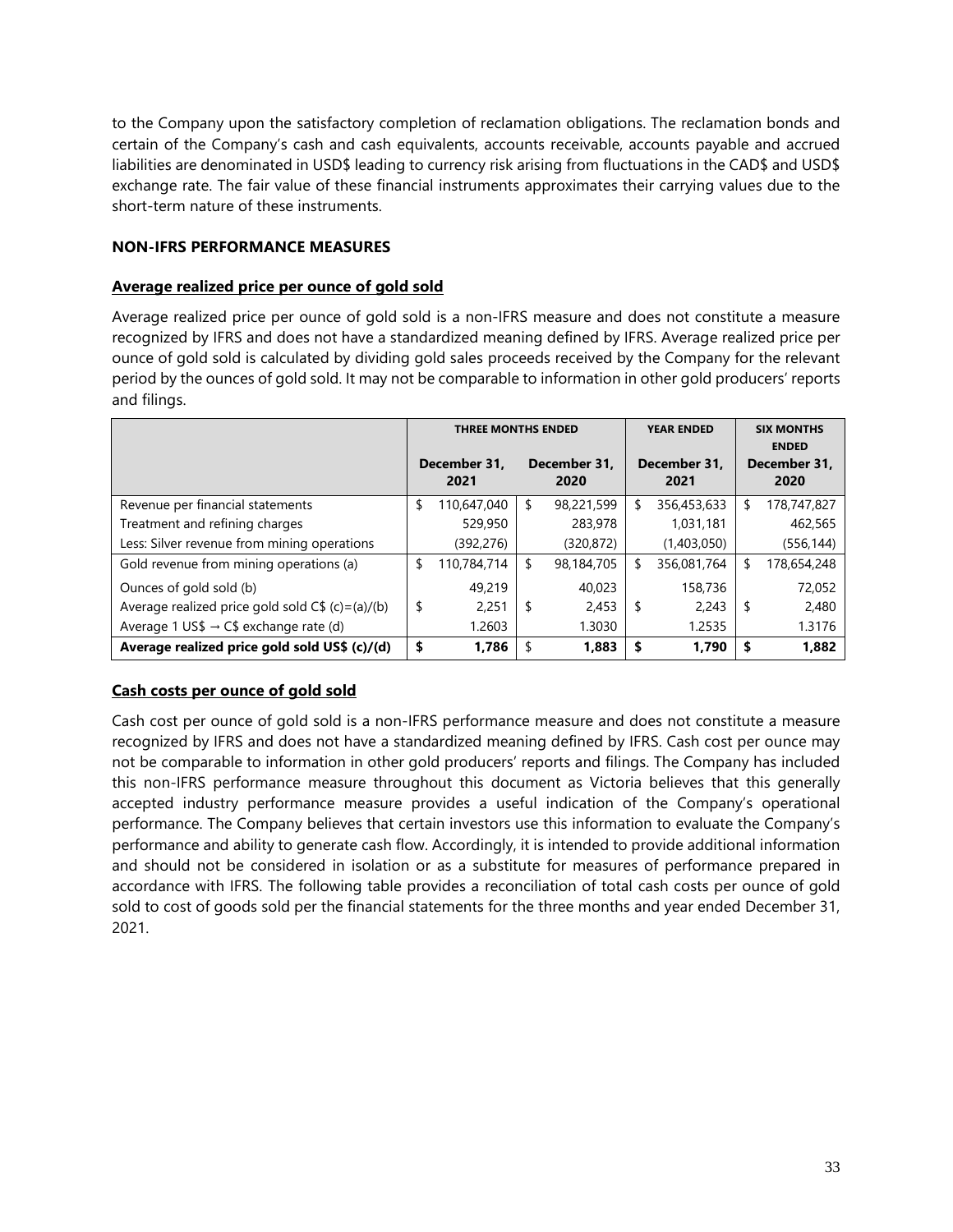to the Company upon the satisfactory completion of reclamation obligations. The reclamation bonds and certain of the Company's cash and cash equivalents, accounts receivable, accounts payable and accrued liabilities are denominated in USD$ leading to currency risk arising from fluctuations in the CAD$ and USD$ exchange rate. The fair value of these financial instruments approximates their carrying values due to the short-term nature of these instruments.

**NON-IFRS PERFORMANCE MEASURES**

**Average realized price per ounce of gold sold**

Average realized price per ounce of gold sold is a non-IFRS measure and does not constitute a measure recognized by IFRS and does not have a standardized meaning defined by IFRS. Average realized price per ounce of gold sold is calculated by dividing gold sales proceeds received by the Company for the relevant period by the ounces of gold sold. It may not be comparable to information in other gold producers' reports and filings.

| | THREE MONTHS ENDED | | YEAR ENDED | SIX MONTHS ENDED |
|---|---|---|---|---|
| | December 31, 2021 | December 31, 2020 | December 31, 2021 | December 31, 2020 |
| Revenue per financial statements | $ 110,647,040 | $ 98,221,599 | $ 356,453,633 | $ 178,747,827 |
| Treatment and refining charges | 529,950 | 283,978 | 1,031,181 | 462,565 |
| Less: Silver revenue from mining operations | (392,276) | (320,872) | (1,403,050) | (556,144) |
| Gold revenue from mining operations (a) | $ 110,784,714 | $ 98,184,705 | $ 356,081,764 | $ 178,654,248 |
| Ounces of gold sold (b) | 49,219 | 40,023 | 158,736 | 72,052 |
| Average realized price gold sold C$ (c)=(a)/(b) | $ 2,251 | $ 2,453 | $ 2,243 | $ 2,480 |
| Average 1 US$ → C$ exchange rate (d) | 1.2603 | 1.3030 | 1.2535 | 1.3176 |
| **Average realized price gold sold US$ (c)/(d)** | **$ 1,786** | **$ 1,883** | **$ 1,790** | **$ 1,882** |

**Cash costs per ounce of gold sold**

Cash cost per ounce of gold sold is a non-IFRS performance measure and does not constitute a measure recognized by IFRS and does not have a standardized meaning defined by IFRS. Cash cost per ounce may not be comparable to information in other gold producers' reports and filings. The Company has included this non-IFRS performance measure throughout this document as Victoria believes that this generally accepted industry performance measure provides a useful indication of the Company's operational performance. The Company believes that certain investors use this information to evaluate the Company's performance and ability to generate cash flow. Accordingly, it is intended to provide additional information and should not be considered in isolation or as a substitute for measures of performance prepared in accordance with IFRS. The following table provides a reconciliation of total cash costs per ounce of gold sold to cost of goods sold per the financial statements for the three months and year ended December 31, 2021.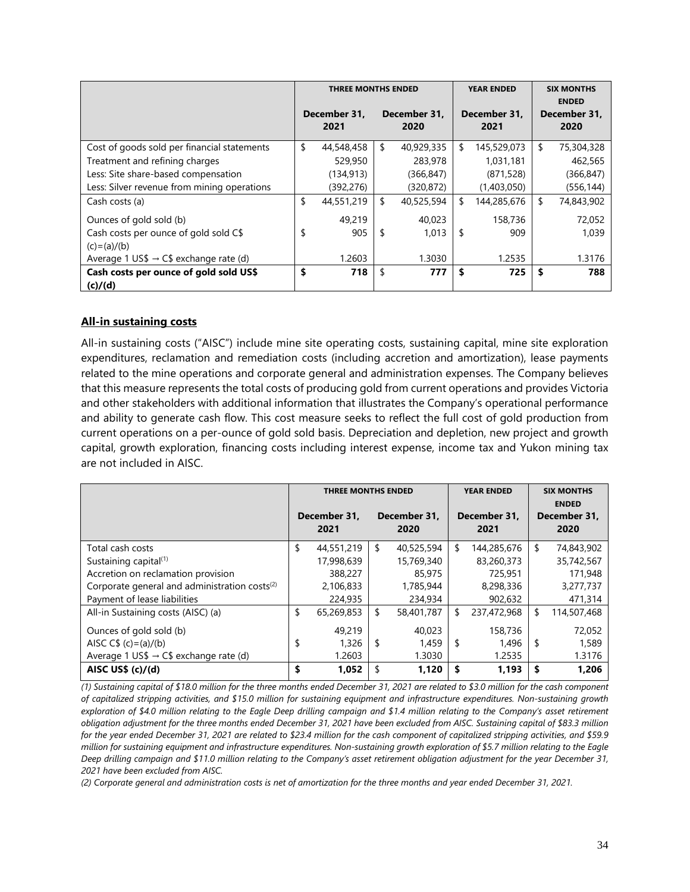| | THREE MONTHS ENDED | | YEAR ENDED | SIX MONTHS ENDED |
|---|---|---|---|---|
| | December 31, 2021 | December 31, 2020 | December 31, 2021 | December 31, 2020 |
| Cost of goods sold per financial statements | $ 44,548,458 | $ 40,929,335 | $ 145,529,073 | $ 75,304,328 |
| Treatment and refining charges | 529,950 | 283,978 | 1,031,181 | 462,565 |
| Less: Site share-based compensation | (134,913) | (366,847) | (871,528) | (366,847) |
| Less: Silver revenue from mining operations | (392,276) | (320,872) | (1,403,050) | (556,144) |
| Cash costs (a) | $ 44,551,219 | $ 40,525,594 | $ 144,285,676 | $ 74,843,902 |
| Ounces of gold sold (b) | 49,219 | 40,023 | 158,736 | 72,052 |
| Cash costs per ounce of gold sold C$ (c)=(a)/(b) | $ 905 | $ 1,013 | $ 909 | 1,039 |
| Average 1 US$ → C$ exchange rate (d) | 1.2603 | 1.3030 | 1.2535 | 1.3176 |
| **Cash costs per ounce of gold sold US$ (c)/(d)** | **$ 718** | $ 777 | **$ 725** | **$ 788** |

## All-in sustaining costs

All-in sustaining costs ("AISC") include mine site operating costs, sustaining capital, mine site exploration expenditures, reclamation and remediation costs (including accretion and amortization), lease payments related to the mine operations and corporate general and administration expenses. The Company believes that this measure represents the total costs of producing gold from current operations and provides Victoria and other stakeholders with additional information that illustrates the Company's operational performance and ability to generate cash flow. This cost measure seeks to reflect the full cost of gold production from current operations on a per-ounce of gold sold basis. Depreciation and depletion, new project and growth capital, growth exploration, financing costs including interest expense, income tax and Yukon mining tax are not included in AISC.

| | THREE MONTHS ENDED | | YEAR ENDED | SIX MONTHS ENDED |
|---|---|---|---|---|
| | December 31, 2021 | December 31, 2020 | December 31, 2021 | December 31, 2020 |
| Total cash costs | $ 44,551,219 | $ 40,525,594 | $ 144,285,676 | $ 74,843,902 |
| Sustaining capital[(1)] | 17,998,639 | 15,769,340 | 83,260,373 | 35,742,567 |
| Accretion on reclamation provision | 388,227 | 85,975 | 725,951 | 171,948 |
| Corporate general and administration costs[(2)] | 2,106,833 | 1,785,944 | 8,298,336 | 3,277,737 |
| Payment of lease liabilities | 224,935 | 234,934 | 902,632 | 471,314 |
| All-in Sustaining costs (AISC) (a) | $ 65,269,853 | $ 58,401,787 | $ 237,472,968 | $ 114,507,468 |
| Ounces of gold sold (b) | 49,219 | 40,023 | 158,736 | 72,052 |
| AISC C$ (c)=(a)/(b) | $ 1,326 | $ 1,459 | $ 1,496 | $ 1,589 |
| Average 1 US$ → C$ exchange rate (d) | 1.2603 | 1.3030 | 1.2535 | 1.3176 |
| **AISC US$ (c)/(d)** | **$ 1,052** | $ 1,120 | **$ 1,193** | **$ 1,206** |

*(1) Sustaining capital of $18.0 million for the three months ended December 31, 2021 are related to $3.0 million for the cash component of capitalized stripping activities, and $15.0 million for sustaining equipment and infrastructure expenditures. Non-sustaining growth exploration of $4.0 million relating to the Eagle Deep drilling campaign and $1.4 million relating to the Company's asset retirement obligation adjustment for the three months ended December 31, 2021 have been excluded from AISC. Sustaining capital of $83.3 million for the year ended December 31, 2021 are related to $23.4 million for the cash component of capitalized stripping activities, and $59.9 million for sustaining equipment and infrastructure expenditures. Non-sustaining growth exploration of $5.7 million relating to the Eagle Deep drilling campaign and $11.0 million relating to the Company's asset retirement obligation adjustment for the year December 31, 2021 have been excluded from AISC.*

*(2) Corporate general and administration costs is net of amortization for the three months and year ended December 31, 2021.*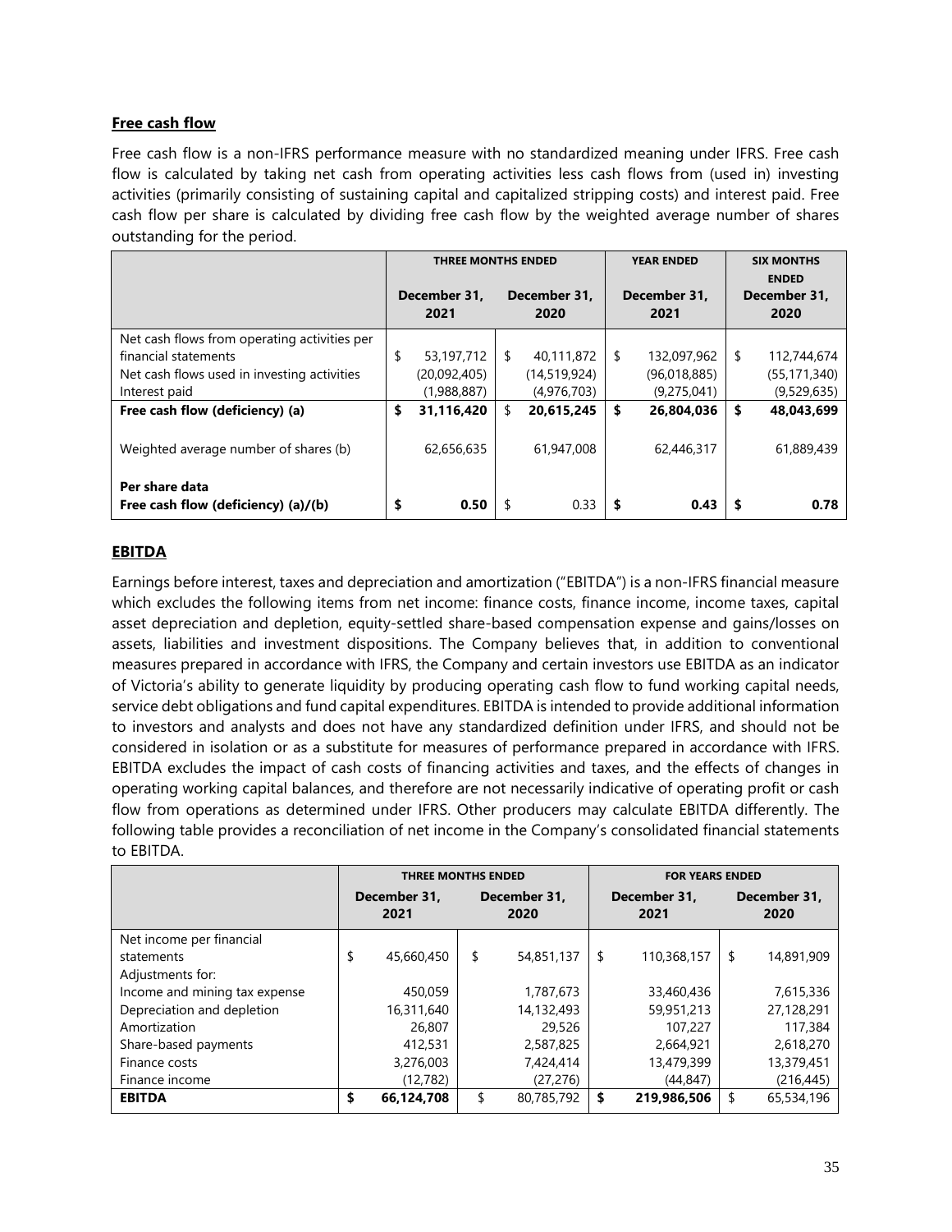## Free cash flow

Free cash flow is a non-IFRS performance measure with no standardized meaning under IFRS. Free cash flow is calculated by taking net cash from operating activities less cash flows from (used in) investing activities (primarily consisting of sustaining capital and capitalized stripping costs) and interest paid. Free cash flow per share is calculated by dividing free cash flow by the weighted average number of shares outstanding for the period.

| | THREE MONTHS ENDED | | YEAR ENDED | SIX MONTHS ENDED |
|---|---|---|---|---|
| | December 31, 2021 | December 31, 2020 | December 31, 2021 | December 31, 2020 |
| Net cash flows from operating activities per financial statements | $ 53,197,712 | $ 40,111,872 | $ 132,097,962 | $ 112,744,674 |
| Net cash flows used in investing activities | (20,092,405) | (14,519,924) | (96,018,885) | (55,171,340) |
| Interest paid | (1,988,887) | (4,976,703) | (9,275,041) | (9,529,635) |
| **Free cash flow (deficiency) (a)** | **$ 31,116,420** | $ 20,615,245 | **$ 26,804,036** | **$ 48,043,699** |
| Weighted average number of shares (b) | 62,656,635 | 61,947,008 | 62,446,317 | 61,889,439 |
| **Per share data** | | | | |
| **Free cash flow (deficiency) (a)/(b)** | **$ 0.50** | $ 0.33 | **$ 0.43** | **$ 0.78** |

## EBITDA

Earnings before interest, taxes and depreciation and amortization ("EBITDA") is a non-IFRS financial measure which excludes the following items from net income: finance costs, finance income, income taxes, capital asset depreciation and depletion, equity-settled share-based compensation expense and gains/losses on assets, liabilities and investment dispositions. The Company believes that, in addition to conventional measures prepared in accordance with IFRS, the Company and certain investors use EBITDA as an indicator of Victoria's ability to generate liquidity by producing operating cash flow to fund working capital needs, service debt obligations and fund capital expenditures. EBITDA is intended to provide additional information to investors and analysts and does not have any standardized definition under IFRS, and should not be considered in isolation or as a substitute for measures of performance prepared in accordance with IFRS. EBITDA excludes the impact of cash costs of financing activities and taxes, and the effects of changes in operating working capital balances, and therefore are not necessarily indicative of operating profit or cash flow from operations as determined under IFRS. Other producers may calculate EBITDA differently. The following table provides a reconciliation of net income in the Company's consolidated financial statements to EBITDA.

| | THREE MONTHS ENDED | | FOR YEARS ENDED | |
|---|---|---|---|---|
| | December 31, 2021 | December 31, 2020 | December 31, 2021 | December 31, 2020 |
| Net income per financial statements | $ 45,660,450 | $ 54,851,137 | $ 110,368,157 | $ 14,891,909 |
| Adjustments for: | | | | |
| Income and mining tax expense | 450,059 | 1,787,673 | 33,460,436 | 7,615,336 |
| Depreciation and depletion | 16,311,640 | 14,132,493 | 59,951,213 | 27,128,291 |
| Amortization | 26,807 | 29,526 | 107,227 | 117,384 |
| Share-based payments | 412,531 | 2,587,825 | 2,664,921 | 2,618,270 |
| Finance costs | 3,276,003 | 7,424,414 | 13,479,399 | 13,379,451 |
| Finance income | (12,782) | (27,276) | (44,847) | (216,445) |
| **EBITDA** | **$ 66,124,708** | $ 80,785,792 | **$ 219,986,506** | $ 65,534,196 |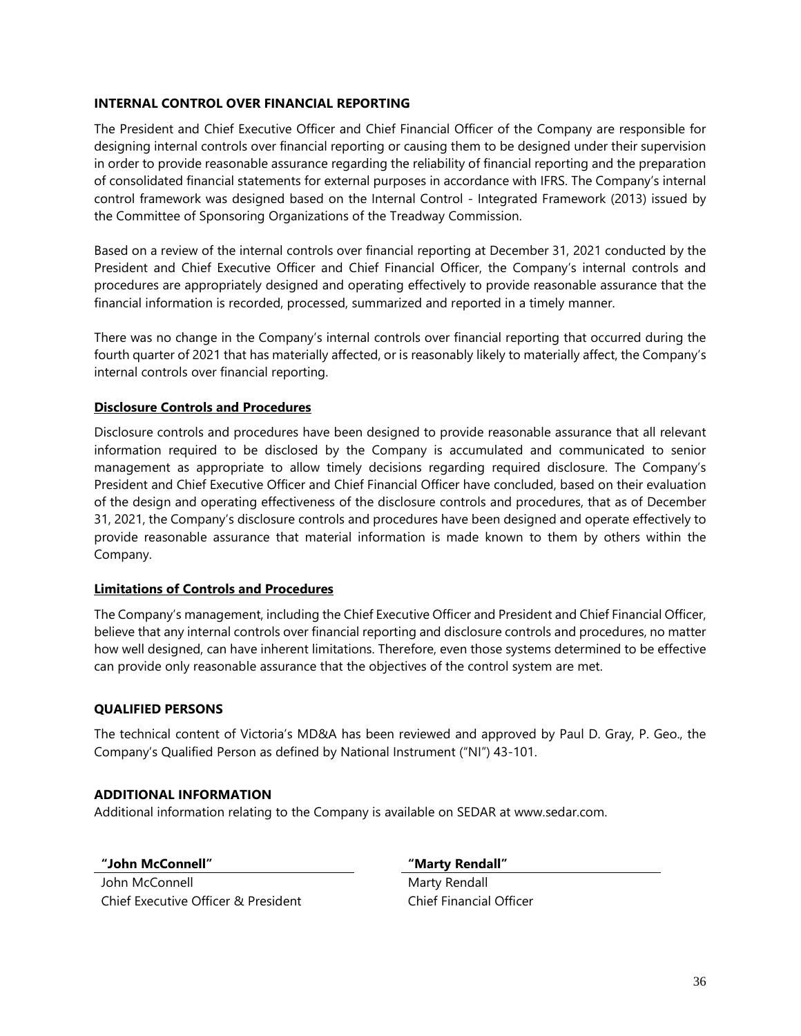## INTERNAL CONTROL OVER FINANCIAL REPORTING

The President and Chief Executive Officer and Chief Financial Officer of the Company are responsible for designing internal controls over financial reporting or causing them to be designed under their supervision in order to provide reasonable assurance regarding the reliability of financial reporting and the preparation of consolidated financial statements for external purposes in accordance with IFRS. The Company's internal control framework was designed based on the Internal Control - Integrated Framework (2013) issued by the Committee of Sponsoring Organizations of the Treadway Commission.

Based on a review of the internal controls over financial reporting at December 31, 2021 conducted by the President and Chief Executive Officer and Chief Financial Officer, the Company's internal controls and procedures are appropriately designed and operating effectively to provide reasonable assurance that the financial information is recorded, processed, summarized and reported in a timely manner.

There was no change in the Company's internal controls over financial reporting that occurred during the fourth quarter of 2021 that has materially affected, or is reasonably likely to materially affect, the Company's internal controls over financial reporting.

### Disclosure Controls and Procedures

Disclosure controls and procedures have been designed to provide reasonable assurance that all relevant information required to be disclosed by the Company is accumulated and communicated to senior management as appropriate to allow timely decisions regarding required disclosure. The Company's President and Chief Executive Officer and Chief Financial Officer have concluded, based on their evaluation of the design and operating effectiveness of the disclosure controls and procedures, that as of December 31, 2021, the Company's disclosure controls and procedures have been designed and operate effectively to provide reasonable assurance that material information is made known to them by others within the Company.

### Limitations of Controls and Procedures

The Company's management, including the Chief Executive Officer and President and Chief Financial Officer, believe that any internal controls over financial reporting and disclosure controls and procedures, no matter how well designed, can have inherent limitations. Therefore, even those systems determined to be effective can provide only reasonable assurance that the objectives of the control system are met.

## QUALIFIED PERSONS

The technical content of Victoria's MD&A has been reviewed and approved by Paul D. Gray, P. Geo., the Company's Qualified Person as defined by National Instrument ("NI") 43-101.

## ADDITIONAL INFORMATION

Additional information relating to the Company is available on SEDAR at www.sedar.com.

**"John McConnell"**
John McConnell
Chief Executive Officer & President

**"Marty Rendall"**
Marty Rendall
Chief Financial Officer